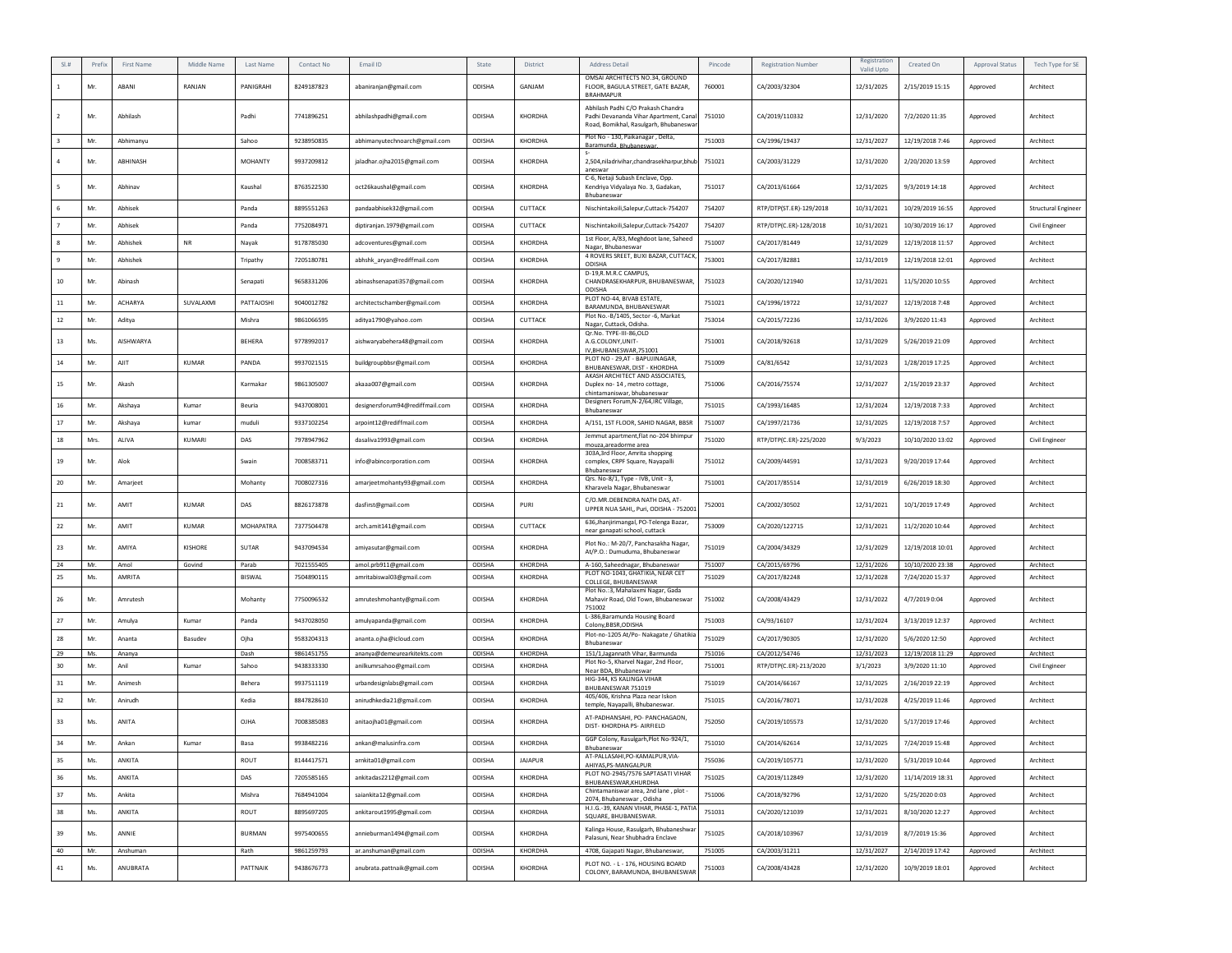| Sl.# | Prefix | First Name | Middle Name | Last Name | Contact No | Email ID | State | District | Address Detail | Pincode | Registration Number | Registration Valid Upto | Created On | Approval Status | Tech Type for SE |
|---|---|---|---|---|---|---|---|---|---|---|---|---|---|---|---|
| 1 | Mr. | ABANI | RANJAN | PANIGRAHI | 8249187823 | abaniranjan@gmail.com | ODISHA | GANJAM | OMSAI ARCHITECTS NO.34, GROUND FLOOR, BAGULA STREET, GATE BAZAR, BRAHMAPUR | 760001 | CA/2003/32304 | 12/31/2025 | 2/15/2019 15:15 | Approved | Architect |
| 2 | Mr. | Abhilash | | Padhi | 7741896251 | abhilashpadhi@gmail.com | ODISHA | KHORDHA | Abhilash Padhi C/O Prakash Chandra Padhi Devananda Vihar Apartment, Canal Road, Bomikhal, Rasulgarh, Bhubaneswar | 751010 | CA/2019/110332 | 12/31/2020 | 7/2/2020 11:35 | Approved | Architect |
| 3 | Mr. | Abhimanyu | | Sahoo | 9238950835 | abhimanyutechnoarch@gmail.com | ODISHA | KHORDHA | Plot No - 130, Paikanagar , Delta, Baramunda, Bhubaneswar. | 751003 | CA/1996/19437 | 12/31/2027 | 12/19/2018 7:46 | Approved | Architect |
| 4 | Mr. | ABHINASH | | MOHANTY | 9937209812 | jaladhar.ojha2015@gmail.com | ODISHA | KHORDHA | S-2,504,niladrivihar,chandrasekharpur,bhubaneswar | 751021 | CA/2003/31229 | 12/31/2020 | 2/20/2020 13:59 | Approved | Architect |
| 5 | Mr. | Abhinav | | Kaushal | 8763522530 | oct26kaushal@gmail.com | ODISHA | KHORDHA | C-6, Netaji Subash Enclave, Opp. Kendriya Vidyalaya No. 3, Gadakan, Bhubaneswar | 751017 | CA/2013/61664 | 12/31/2025 | 9/3/2019 14:18 | Approved | Architect |
| 6 | Mr. | Abhisek | | Panda | 8895551263 | pandaabhisek32@gmail.com | ODISHA | CUTTACK | Nischintakoili,Salepur,Cuttack-754207 | 754207 | RTP/DTP(ST.ER)-129/2018 | 10/31/2021 | 10/29/2019 16:55 | Approved | Structural Engineer |
| 7 | Mr. | Abhisek | | Panda | 7752084971 | diptiranjan.1979@gmail.com | ODISHA | CUTTACK | Nischintakoili,Salepur,Cuttack-754207 | 754207 | RTP/DTP(C.ER)-128/2018 | 10/31/2021 | 10/30/2019 16:17 | Approved | Civil Engineer |
| 8 | Mr. | Abhishek | NR | Nayak | 9178785030 | adcoventures@gmail.com | ODISHA | KHORDHA | 1st Floor, A/83, Meghdoot lane, Saheed Nagar, Bhubaneswar | 751007 | CA/2017/81449 | 12/31/2029 | 12/19/2018 11:57 | Approved | Architect |
| 9 | Mr. | Abhishek | | Tripathy | 7205180781 | abhshk_aryan@rediffmail.com | ODISHA | KHORDHA | 4 ROVERS SREET, BUXI BAZAR, CUTTACK, ODISHA | 753001 | CA/2017/82881 | 12/31/2019 | 12/19/2018 12:01 | Approved | Architect |
| 10 | Mr. | Abinash | | Senapati | 9658331206 | abinashsenapati357@gmail.com | ODISHA | KHORDHA | D-19,R.M.R.C CAMPUS, CHANDRASEKHARPUR, BHUBANESWAR, ODISHA | 751023 | CA/2020/121940 | 12/31/2021 | 11/5/2020 10:55 | Approved | Architect |
| 11 | Mr. | ACHARYA | SUVALAXMI | PATTAJOSHI | 9040012782 | architectschamber@gmail.com | ODISHA | KHORDHA | PLOT NO-44, BIVAB ESTATE, BARAMUNDA, BHUBANESWAR | 751021 | CA/1996/19722 | 12/31/2027 | 12/19/2018 7:48 | Approved | Architect |
| 12 | Mr. | Aditya | | Mishra | 9861066595 | aditya1790@yahoo.com | ODISHA | CUTTACK | Plot No.-B/1405, Sector -6, Markat Nagar, Cuttack, Odisha. | 753014 | CA/2015/72236 | 12/31/2026 | 3/9/2020 11:43 | Approved | Architect |
| 13 | Ms. | AISHWARYA | | BEHERA | 9778992017 | aishwaryabehera48@gmail.com | ODISHA | KHORDHA | Qr.No. TYPE-III-86,OLD A.G.COLONY,UNIT-IV,BHUBANESWAR,751001 | 751001 | CA/2018/92618 | 12/31/2029 | 5/26/2019 21:09 | Approved | Architect |
| 14 | Mr. | AJIT | KUMAR | PANDA | 9937021515 | buildgroupbbsr@gmail.com | ODISHA | KHORDHA | PLOT NO - 29,AT - BAPUJINAGAR, BHUBANESWAR, DIST - KHORDHA | 751009 | CA/81/6542 | 12/31/2023 | 1/28/2019 17:25 | Approved | Architect |
| 15 | Mr. | Akash | | Karmakar | 9861305007 | akaaa007@gmail.com | ODISHA | KHORDHA | AKASH ARCHITECT AND ASSOCIATES, Duplex no- 14 , metro cottage, chintamaniswar, bhubaneswar | 751006 | CA/2016/75574 | 12/31/2027 | 2/15/2019 23:37 | Approved | Architect |
| 16 | Mr. | Akshaya | Kumar | Beuria | 9437008001 | designersforum94@rediffmail.com | ODISHA | KHORDHA | Designers Forum,N-2/64,IRC Village, Bhubaneswar | 751015 | CA/1993/16485 | 12/31/2024 | 12/19/2018 7:33 | Approved | Architect |
| 17 | Mr. | Akshaya | kumar | muduli | 9337102254 | arpoint12@rediffmail.com | ODISHA | KHORDHA | A/151, 1ST FLOOR, SAHID NAGAR, BBSR | 751007 | CA/1997/21736 | 12/31/2025 | 12/19/2018 7:57 | Approved | Architect |
| 18 | Mrs. | ALIVA | KUMARI | DAS | 7978947962 | dasaliva1993@gmail.com | ODISHA | KHORDHA | Jemmut apartment,flat no-204 bhimpur mouza,areadorme area | 751020 | RTP/DTP(C.ER)-225/2020 | 9/3/2023 | 10/10/2020 13:02 | Approved | Civil Engineer |
| 19 | Mr. | Alok | | Swain | 7008583711 | info@abincorporation.com | ODISHA | KHORDHA | 303A,3rd Floor, Amrita shopping complex, CRPF Square, Nayapalli Bhubaneswar | 751012 | CA/2009/44591 | 12/31/2023 | 9/20/2019 17:44 | Approved | Architect |
| 20 | Mr. | Amarjeet | | Mohanty | 7008027316 | amarjeetmohanty93@gmail.com | ODISHA | KHORDHA | Qrs. No-8/1, Type - IVB, Unit - 3, Kharavela Nagar, Bhubaneswar | 751001 | CA/2017/85514 | 12/31/2019 | 6/26/2019 18:30 | Approved | Architect |
| 21 | Mr. | AMIT | KUMAR | DAS | 8826173878 | dasfirst@gmail.com | ODISHA | PURI | C/O.MR.DEBENDRA NATH DAS, AT-UPPER NUA SAHI,, Puri, ODISHA - 752001 | 752001 | CA/2002/30502 | 12/31/2021 | 10/1/2019 17:49 | Approved | Architect |
| 22 | Mr. | AMIT | KUMAR | MOHAPATRA | 7377504478 | arch.amit141@gmail.com | ODISHA | CUTTACK | 636,Jhanjirimangal, PO-Telenga Bazar, near ganapati school, cuttack | 753009 | CA/2020/122715 | 12/31/2021 | 11/2/2020 10:44 | Approved | Architect |
| 23 | Mr. | AMIYA | KISHORE | SUTAR | 9437094534 | amiyasutar@gmail.com | ODISHA | KHORDHA | Plot No.: M-20/7, Panchasakha Nagar, At/P.O.: Dumuduma, Bhubaneswar | 751019 | CA/2004/34329 | 12/31/2029 | 12/19/2018 10:01 | Approved | Architect |
| 24 | Mr. | Amol | Govind | Parab | 7021555405 | amol.prb911@gmail.com | ODISHA | KHORDHA | A-160, Saheednagar, Bhubaneswar | 751007 | CA/2015/69796 | 12/31/2026 | 10/10/2020 23:38 | Approved | Architect |
| 25 | Ms. | AMRITA | | BISWAL | 7504890115 | amritabiswal03@gmail.com | ODISHA | KHORDHA | PLOT NO-1043, GHATIKIA, NEAR CET COLLEGE, BHUBANESWAR | 751029 | CA/2017/82248 | 12/31/2028 | 7/24/2020 15:37 | Approved | Architect |
| 26 | Mr. | Amrutesh | | Mohanty | 7750096532 | amruteshmohanty@gmail.com | ODISHA | KHORDHA | Plot No.:3, Mahalaxmi Nagar, Gada Mahavir Road, Old Town, Bhubaneswar 751002 | 751002 | CA/2008/43429 | 12/31/2022 | 4/7/2019 0:04 | Approved | Architect |
| 27 | Mr. | Amulya | Kumar | Panda | 9437028050 | amulyapanda@gmail.com | ODISHA | KHORDHA | L-386,Baramunda Housing Board Colony,BBSR,ODISHA | 751003 | CA/93/16107 | 12/31/2024 | 3/13/2019 12:37 | Approved | Architect |
| 28 | Mr. | Ananta | Basudev | Ojha | 9583204313 | ananta.ojha@icloud.com | ODISHA | KHORDHA | Plot-no-1205 At/Po- Nakagate / Ghatikia Bhubaneswar | 751029 | CA/2017/90305 | 12/31/2020 | 5/6/2020 12:50 | Approved | Architect |
| 29 | Ms. | Ananya | | Dash | 9861451755 | ananya@demeurearkitekts.com | ODISHA | KHORDHA | 151/1,Jagannath Vihar, Barmunda | 751016 | CA/2012/54746 | 12/31/2023 | 12/19/2018 11:29 | Approved | Architect |
| 30 | Mr. | Anil | Kumar | Sahoo | 9438333330 | anilkumrsahoo@gmail.com | ODISHA | KHORDHA | Plot No-5, Kharvel Nagar, 2nd Floor, Near BDA, Bhubaneswar | 751001 | RTP/DTP(C.ER)-213/2020 | 3/1/2023 | 3/9/2020 11:10 | Approved | Civil Engineer |
| 31 | Mr. | Animesh | | Behera | 9937511119 | urbandesignlabs@gmail.com | ODISHA | KHORDHA | HIG-344, K5 KALINGA VIHAR BHUBANESWAR 751019 | 751019 | CA/2014/66167 | 12/31/2025 | 2/16/2019 22:19 | Approved | Architect |
| 32 | Mr. | Anirudh | | Kedia | 8847828610 | anirudhkedia21@gmail.com | ODISHA | KHORDHA | 405/406, Krishna Plaza near Iskon temple, Nayapalli, Bhubaneswar. | 751015 | CA/2016/78071 | 12/31/2028 | 4/25/2019 11:46 | Approved | Architect |
| 33 | Ms. | ANITA | | OJHA | 7008385083 | anitaojha01@gmail.com | ODISHA | KHORDHA | AT-PADHANSAHI, PO- PANCHAGAON, DIST- KHORDHA PS- AIRFIELD | 752050 | CA/2019/105573 | 12/31/2020 | 5/17/2019 17:46 | Approved | Architect |
| 34 | Mr. | Ankan | Kumar | Basa | 9938482216 | ankan@malusinfra.com | ODISHA | KHORDHA | GGP Colony, Rasulgarh,Plot No-924/1, Bhubaneswar | 751010 | CA/2014/62614 | 12/31/2025 | 7/24/2019 15:48 | Approved | Architect |
| 35 | Ms. | ANKITA | | ROUT | 8144417571 | arnkita01@gmail.com | ODISHA | JAJAPUR | AT-PALLASAHI,PO-KAMALPUR,VIA-AHIYAS,PS-MANGALPUR | 755036 | CA/2019/105771 | 12/31/2020 | 5/31/2019 10:44 | Approved | Architect |
| 36 | Ms. | ANKITA | | DAS | 7205585165 | ankitadas2212@gmail.com | ODISHA | KHORDHA | PLOT NO-2945/7576 SAPTASATI VIHAR BHUBANESWAR,KHURDHA | 751025 | CA/2019/112849 | 12/31/2020 | 11/14/2019 18:31 | Approved | Architect |
| 37 | Ms. | Ankita | | Mishra | 7684941004 | saiankita12@gmail.com | ODISHA | KHORDHA | Chintamaniswar area, 2nd lane , plot - 2074, Bhubaneswar , Odisha | 751006 | CA/2018/92796 | 12/31/2020 | 5/25/2020 0:03 | Approved | Architect |
| 38 | Ms. | ANKITA | | ROUT | 8895697205 | ankitarout1995@gmail.com | ODISHA | KHORDHA | H.I.G.-39, KANAN VIHAR, PHASE-1, PATIA SQUARE, BHUBANESWAR. | 751031 | CA/2020/121039 | 12/31/2021 | 8/10/2020 12:27 | Approved | Architect |
| 39 | Ms. | ANNIE | | BURMAN | 9975400655 | annieburman1494@gmail.com | ODISHA | KHORDHA | Kalinga House, Rasulgarh, Bhubaneshwar Palasuni, Near Shubhadra Enclave | 751025 | CA/2018/103967 | 12/31/2019 | 8/7/2019 15:36 | Approved | Architect |
| 40 | Mr. | Anshuman | | Rath | 9861259793 | ar.anshuman@gmail.com | ODISHA | KHORDHA | 4708, Gajapati Nagar, Bhubaneswar, | 751005 | CA/2003/31211 | 12/31/2027 | 2/14/2019 17:42 | Approved | Architect |
| 41 | Ms. | ANUBRATA | | PATTNAIK | 9438676773 | anubrata.pattnaik@gmail.com | ODISHA | KHORDHA | PLOT NO. - L - 176, HOUSING BOARD COLONY, BARAMUNDA, BHUBANESWAR | 751003 | CA/2008/43428 | 12/31/2020 | 10/9/2019 18:01 | Approved | Architect |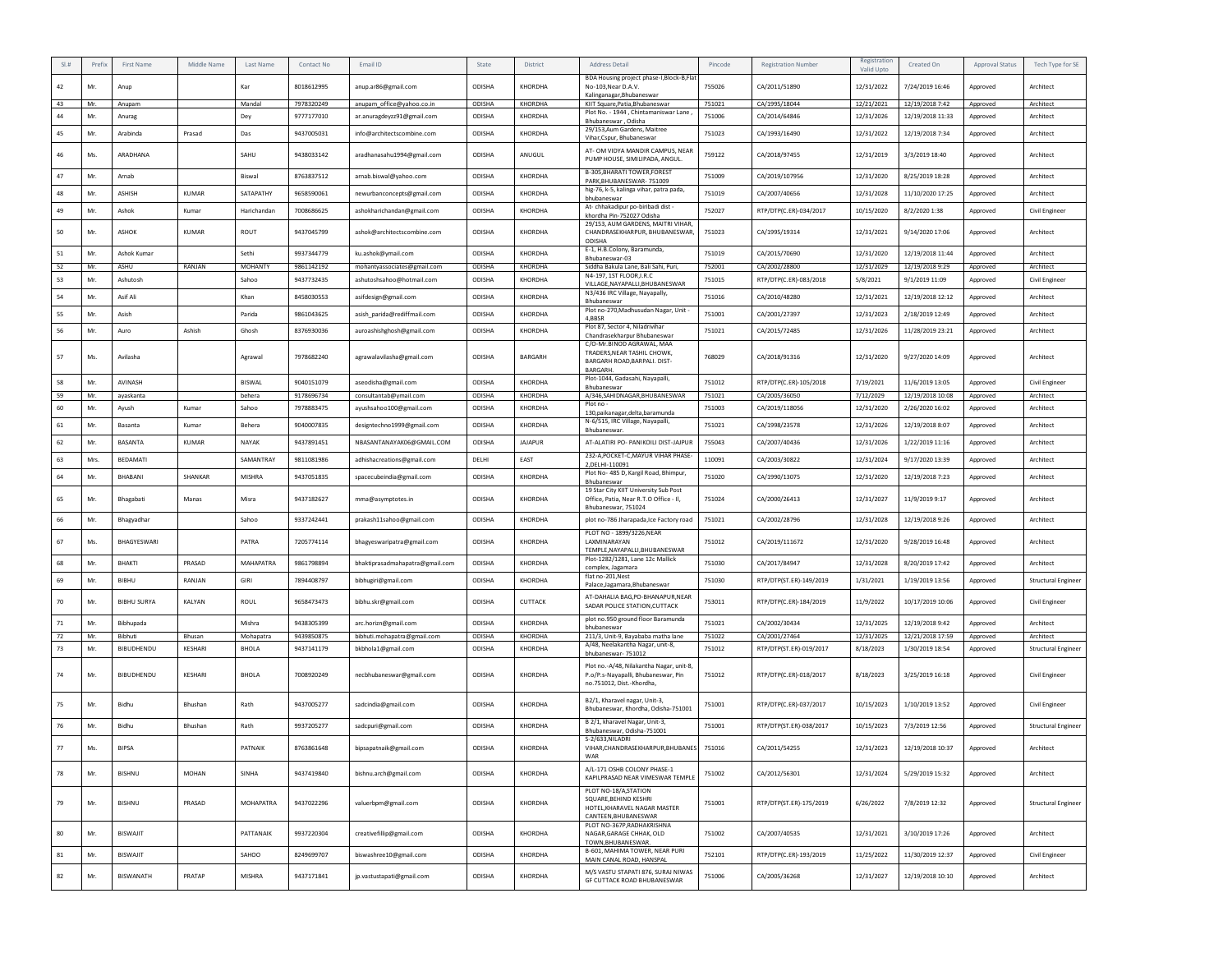| Sl.# | Prefix | First Name | Middle Name | Last Name | Contact No | Email ID | State | District | Address Detail | Pincode | Registration Number | Registration Valid Upto | Created On | Approval Status | Tech Type for SE |
|---|---|---|---|---|---|---|---|---|---|---|---|---|---|---|---|
| 42 | Mr. | Anup | | Kar | 8018612995 | anup.ar86@gmail.com | ODISHA | KHORDHA | BDA Housing project phase-I,Block-B,Flat No-103,Near D.A.V. Kalinganagar,Bhubaneswar | 755026 | CA/2011/51890 | 12/31/2022 | 7/24/2019 16:46 | Approved | Architect |
| 43 | Mr. | Anupam | | Mandal | 7978320249 | anupam_office@yahoo.co.in | ODISHA | KHORDHA | KIIT Square,Patia,Bhubaneswar | 751021 | CA/1995/18044 | 12/21/2021 | 12/19/2018 7:42 | Approved | Architect |
| 44 | Mr. | Anurag | | Dey | 9777177010 | ar.anuragdeyzz91@gmail.com | ODISHA | KHORDHA | Plot No. - 1944 , Chintamaniswar Lane , Bhubaneswar , Odisha | 751006 | CA/2014/64846 | 12/31/2026 | 12/19/2018 11:33 | Approved | Architect |
| 45 | Mr. | Arabinda | Prasad | Das | 9437005031 | info@architectscombine.com | ODISHA | KHORDHA | 29/153,Aum Gardens, Maitree Vihar,Cspur, Bhubaneswar | 751023 | CA/1993/16490 | 12/31/2022 | 12/19/2018 7:34 | Approved | Architect |
| 46 | Ms. | ARADHANA | | SAHU | 9438033142 | aradhanasahu1994@gmail.com | ODISHA | ANUGUL | AT- OM VIDYA MANDIR CAMPUS, NEAR PUMP HOUSE, SIMILIPADA, ANGUL. | 759122 | CA/2018/97455 | 12/31/2019 | 3/3/2019 18:40 | Approved | Architect |
| 47 | Mr. | Arnab | | Biswal | 8763837512 | arnab.biswal@yahoo.com | ODISHA | KHORDHA | B-305,BHARATI TOWER,FOREST PARK,BHUBANESWAR- 751009 | 751009 | CA/2019/107956 | 12/31/2020 | 8/25/2019 18:28 | Approved | Architect |
| 48 | Mr. | ASHISH | KUMAR | SATAPATHY | 9658590061 | newurbanconcepts@gmail.com | ODISHA | KHORDHA | hig-76, k-5, kalinga vihar, patra pada, bhubaneswar | 751019 | CA/2007/40656 | 12/31/2028 | 11/10/2020 17:25 | Approved | Architect |
| 49 | Mr. | Ashok | Kumar | Harichandan | 7008686625 | ashokharichandan@gmail.com | ODISHA | KHORDHA | At- chhakadipur po-biribadi dist - khordha Pin-752027 Odisha | 752027 | RTP/DTP(C.ER)-034/2017 | 10/15/2020 | 8/2/2020 1:38 | Approved | Civil Engineer |
| 50 | Mr. | ASHOK | KUMAR | ROUT | 9437045799 | ashok@architectscombine.com | ODISHA | KHORDHA | 29/153, AUM GARDENS, MAITRI VIHAR, CHANDRASEKHARPUR, BHUBANESWAR, ODISHA | 751023 | CA/1995/19314 | 12/31/2021 | 9/14/2020 17:06 | Approved | Architect |
| 51 | Mr. | Ashok Kumar | | Sethi | 9937344779 | ku.ashok@ymail.com | ODISHA | KHORDHA | E-1, H.B.Colony, Baramunda, Bhubaneswar-03 | 751019 | CA/2015/70690 | 12/31/2020 | 12/19/2018 11:44 | Approved | Architect |
| 52 | Mr. | ASHU | RANJAN | MOHANTY | 9861142192 | mohantyassociates@gmail.com | ODISHA | KHORDHA | Siddha Bakula Lane, Bali Sahi, Puri, | 752001 | CA/2002/28800 | 12/31/2029 | 12/19/2018 9:29 | Approved | Architect |
| 53 | Mr. | Ashutosh | | Sahoo | 9437732435 | ashutoshsahoo@hotmail.com | ODISHA | KHORDHA | N4-197, 1ST FLOOR,I.R.C VILLAGE,NAYAPALLI,BHUBANESWAR | 751015 | RTP/DTP(C.ER)-083/2018 | 5/8/2021 | 9/1/2019 11:09 | Approved | Civil Engineer |
| 54 | Mr. | Asif Ali | | Khan | 8458030553 | asifdesign@gmail.com | ODISHA | KHORDHA | N3/436 IRC Village, Nayapally, Bhubaneswar | 751016 | CA/2010/48280 | 12/31/2021 | 12/19/2018 12:12 | Approved | Architect |
| 55 | Mr. | Asish | | Parida | 9861043625 | asish_parida@rediffmail.com | ODISHA | KHORDHA | Plot no-270,Madhusudan Nagar, Unit - 4,BBSR | 751001 | CA/2001/27397 | 12/31/2023 | 2/18/2019 12:49 | Approved | Architect |
| 56 | Mr. | Auro | Ashish | Ghosh | 8376930036 | auroashishghosh@gmail.com | ODISHA | KHORDHA | Plot 87, Sector 4, Niladrivihar Chandrasekharpur Bhubaneswar | 751021 | CA/2015/72485 | 12/31/2026 | 11/28/2019 23:21 | Approved | Architect |
| 57 | Ms. | Avilasha | | Agrawal | 7978682240 | agrawalavilasha@gmail.com | ODISHA | BARGARH | C/O-Mr.BINOD AGRAWAL, MAA TRADERS,NEAR TASHIL CHOWK, BARGARH ROAD,BARPALI. DIST-BARGARH. | 768029 | CA/2018/91316 | 12/31/2020 | 9/27/2020 14:09 | Approved | Architect |
| 58 | Mr. | AVINASH | | BISWAL | 9040151079 | aseodisha@gmail.com | ODISHA | KHORDHA | Plot-1044, Gadasahi, Nayapalli, Bhubaneswar | 751012 | RTP/DTP(C.ER)-105/2018 | 7/19/2021 | 11/6/2019 13:05 | Approved | Civil Engineer |
| 59 | Mr. | ayaskanta | | behera | 9178696734 | consultantab@gmail.com | ODISHA | KHORDHA | A/346,SAHIDNAGAR,BHUBANESWAR | 751021 | CA/2005/36050 | 7/12/2029 | 12/19/2018 10:08 | Approved | Architect |
| 60 | Mr. | Ayush | Kumar | Sahoo | 7978883475 | ayushsahoo100@gmail.com | ODISHA | KHORDHA | Plot no - 130,paikanagar,delta,baramunda | 751003 | CA/2019/118056 | 12/31/2020 | 2/26/2020 16:02 | Approved | Architect |
| 61 | Mr. | Basanta | Kumar | Behera | 9040007835 | designtechno1999@gmail.com | ODISHA | KHORDHA | N-6/515, IRC Village, Nayapalli, Bhubaneswar. | 751021 | CA/1998/23578 | 12/31/2026 | 12/19/2018 8:07 | Approved | Architect |
| 62 | Mr. | BASANTA | KUMAR | NAYAK | 9437891451 | NBASANTANAYAK06@GMAIL.COM | ODISHA | JAJAPUR | AT-ALATIRI PO- PANIKOILI DIST-JAJPUR | 755043 | CA/2007/40436 | 12/31/2026 | 1/22/2019 11:16 | Approved | Architect |
| 63 | Mrs. | BEDAMATI | | SAMANTRAY | 9811081986 | adhishacreations@gmail.com | DELHI | EAST | 232-A,POCKET-C,MAYUR VIHAR PHASE-2,DELHI-110091 | 110091 | CA/2003/30822 | 12/31/2024 | 9/17/2020 13:39 | Approved | Architect |
| 64 | Mr. | BHABANI | SHANKAR | MISHRA | 9437051835 | spacecubeindia@gmail.com | ODISHA | KHORDHA | Plot No- 485 D, Kargil Road, Bhimpur, Bhubaneswar | 751020 | CA/1990/13075 | 12/31/2020 | 12/19/2018 7:23 | Approved | Architect |
| 65 | Mr. | Bhagabati | Manas | Misra | 9437182627 | mma@asymptotes.in | ODISHA | KHORDHA | 19 Star City KIIT University Sub Post Office, Patia, Near R.T.O Office - II, Bhubaneswar, 751024 | 751024 | CA/2000/26413 | 12/31/2027 | 11/9/2019 9:17 | Approved | Architect |
| 66 | Mr. | Bhagyadhar | | Sahoo | 9337242441 | prakash11sahoo@gmail.com | ODISHA | KHORDHA | plot no-786 Jharapada,Ice Factory road | 751021 | CA/2002/28796 | 12/31/2028 | 12/19/2018 9:26 | Approved | Architect |
| 67 | Ms. | BHAGYESWARI | | PATRA | 7205774114 | bhagyeswaripatra@gmail.com | ODISHA | KHORDHA | PLOT NO - 1899/3226,NEAR LAXMINARAYAN TEMPLE,NAYAPALLI,BHUBANESWAR | 751012 | CA/2019/111672 | 12/31/2020 | 9/28/2019 16:48 | Approved | Architect |
| 68 | Mr. | BHAKTI | PRASAD | MAHAPATRA | 9861798894 | bhaktiprasadmahapatra@gmail.com | ODISHA | KHORDHA | Plot-1282/1281, Lane 12c Mallick complex, Jagamara | 751030 | CA/2017/84947 | 12/31/2028 | 8/20/2019 17:42 | Approved | Architect |
| 69 | Mr. | BIBHU | RANJAN | GIRI | 7894408797 | bibhugiri@gmail.com | ODISHA | KHORDHA | flat no-201,Nest Palace,Jagamara,Bhubaneswar | 751030 | RTP/DTP(ST.ER)-149/2019 | 1/31/2021 | 1/19/2019 13:56 | Approved | Structural Engineer |
| 70 | Mr. | BIBHU SURYA | KALYAN | ROUL | 9658473473 | bibhu.skr@gmail.com | ODISHA | CUTTACK | AT-DAHALIA BAG,PO-BHANAPUR,NEAR SADAR POLICE STATION,CUTTACK | 753011 | RTP/DTP(C.ER)-184/2019 | 11/9/2022 | 10/17/2019 10:06 | Approved | Civil Engineer |
| 71 | Mr. | Bibhupada | | Mishra | 9438305399 | arc.horizn@gmail.com | ODISHA | KHORDHA | plot no.950 ground floor Baramunda bhubaneswar | 751021 | CA/2002/30434 | 12/31/2025 | 12/19/2018 9:42 | Approved | Architect |
| 72 | Mr. | Bibhuti | Bhusan | Mohapatra | 9439850875 | bibhuti.mohapatra@gmail.com | ODISHA | KHORDHA | 211/3, Unit-9, Bayababa matha lane | 751022 | CA/2001/27464 | 12/31/2025 | 12/21/2018 17:59 | Approved | Architect |
| 73 | Mr. | BIBUDHENDU | KESHARI | BHOLA | 9437141179 | bkbhola1@gmail.com | ODISHA | KHORDHA | A/48, Neelakantha Nagar, unit-8, bhubaneswar- 751012 | 751012 | RTP/DTP(ST.ER)-019/2017 | 8/18/2023 | 1/30/2019 18:54 | Approved | Structural Engineer |
| 74 | Mr. | BIBUDHENDU | KESHARI | BHOLA | 7008920249 | necbhubaneswar@gmail.com | ODISHA | KHORDHA | Plot no.-A/48, Nilakantha Nagar, unit-8, P.o/P.s-Nayapalli, Bhubaneswar, Pin no.751012, Dist.-Khordha, | 751012 | RTP/DTP(C.ER)-018/2017 | 8/18/2023 | 3/25/2019 16:18 | Approved | Civil Engineer |
| 75 | Mr. | Bidhu | Bhushan | Rath | 9437005277 | sadcindia@gmail.com | ODISHA | KHORDHA | B2/1, Kharavel nagar, Unit-3, Bhubaneswar, Khordha, Odisha-751001 | 751001 | RTP/DTP(C.ER)-037/2017 | 10/15/2023 | 1/10/2019 13:52 | Approved | Civil Engineer |
| 76 | Mr. | Bidhu | Bhushan | Rath | 9937205277 | sadcpuri@gmail.com | ODISHA | KHORDHA | B 2/1, kharavel Nagar, Unit-3, Bhubaneswar, Odisha-751001 | 751001 | RTP/DTP(ST.ER)-038/2017 | 10/15/2023 | 7/3/2019 12:56 | Approved | Structural Engineer |
| 77 | Ms. | BIPSA | | PATNAIK | 8763861648 | bipsapatnaik@gmail.com | ODISHA | KHORDHA | S-2/633,NILADRI VIHAR,CHANDRASEKHARPUR,BHUBANES WAR | 751016 | CA/2011/54255 | 12/31/2023 | 12/19/2018 10:37 | Approved | Architect |
| 78 | Mr. | BISHNU | MOHAN | SINHA | 9437419840 | bishnu.arch@gmail.com | ODISHA | KHORDHA | A/L-171 OSHB COLONY PHASE-1 KAPILPRASAD NEAR VIMESWAR TEMPLE | 751002 | CA/2012/56301 | 12/31/2024 | 5/29/2019 15:32 | Approved | Architect |
| 79 | Mr. | BISHNU | PRASAD | MOHAPATRA | 9437022296 | valuerbpm@gmail.com | ODISHA | KHORDHA | PLOT NO-18/A,STATION SQUARE,BEHIND KESHRI HOTEL,KHARAVEL NAGAR MASTER CANTEEN,BHUBANESWAR | 751001 | RTP/DTP(ST.ER)-175/2019 | 6/26/2022 | 7/8/2019 12:32 | Approved | Structural Engineer |
| 80 | Mr. | BISWAJIT | | PATTANAIK | 9937220304 | creativefillip@gmail.com | ODISHA | KHORDHA | PLOT NO-367P,RADHAKRISHNA NAGAR,GARAGE CHHAK, OLD TOWN,BHUBANESWAR. | 751002 | CA/2007/40535 | 12/31/2021 | 3/10/2019 17:26 | Approved | Architect |
| 81 | Mr. | BISWAJIT | | SAHOO | 8249699707 | biswashree10@gmail.com | ODISHA | KHORDHA | B-601, MAHIMA TOWER, NEAR PURI MAIN CANAL ROAD, HANSPAL | 752101 | RTP/DTP(C.ER)-193/2019 | 11/25/2022 | 11/30/2019 12:37 | Approved | Civil Engineer |
| 82 | Mr. | BISWANATH | PRATAP | MISHRA | 9437171841 | jp.vastustapati@gmail.com | ODISHA | KHORDHA | M/S VASTU STAPATI 876, SURAJ NIWAS GF CUTTACK ROAD BHUBANESWAR | 751006 | CA/2005/36268 | 12/31/2027 | 12/19/2018 10:10 | Approved | Architect |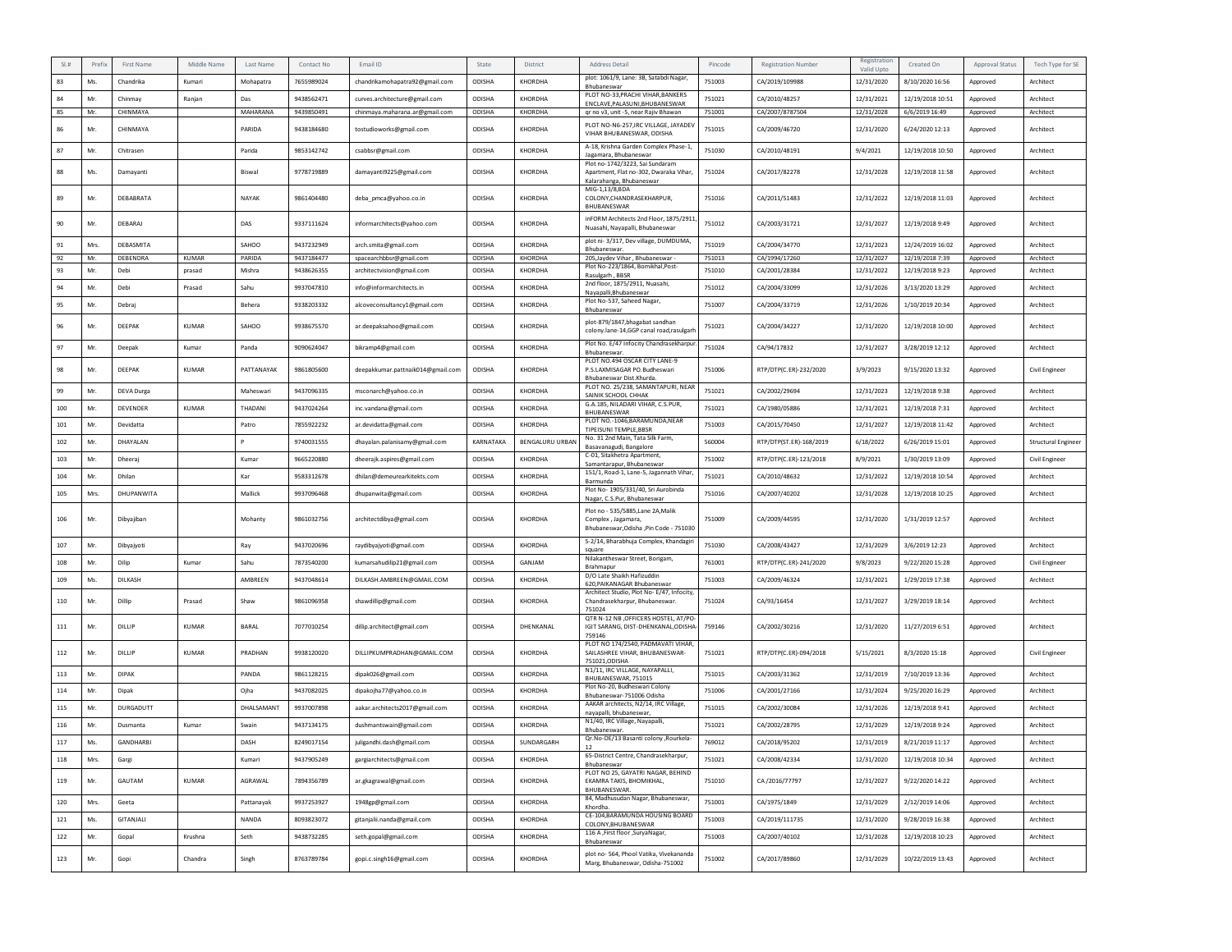| Sl.# | Prefix | First Name | Middle Name | Last Name | Contact No | Email ID | State | District | Address Detail | Pincode | Registration Number | Registration Valid Upto | Created On | Approval Status | Tech Type for SE |
|---|---|---|---|---|---|---|---|---|---|---|---|---|---|---|---|
| 83 | Ms. | Chandrika | Kumari | Mohapatra | 7655989024 | chandrikamohapatra92@gmail.com | ODISHA | KHORDHA | plot: 1061/9, Lane: 3B, Satabdi Nagar, Bhubaneswar | 751003 | CA/2019/109988 | 12/31/2020 | 8/10/2020 16:56 | Approved | Architect |
| 84 | Mr. | Chinmay | Ranjan | Das | 9438562471 | curves.architecture@gmail.com | ODISHA | KHORDHA | PLOT NO-33,PRACHI VIHAR,BANKERS ENCLAVE,PALASUNI,BHUBANESWAR | 751021 | CA/2010/48257 | 12/31/2021 | 12/19/2018 10:51 | Approved | Architect |
| 85 | Mr. | CHINMAYA | | MAHARANA | 9439850491 | chinmaya.maharana.ar@gmail.com | ODISHA | KHORDHA | qr no v3, unit -5, near Rajiv Bhawan | 751001 | CA/2007/8787504 | 12/31/2028 | 6/6/2019 16:49 | Approved | Architect |
| 86 | Mr. | CHINMAYA | | PARIDA | 9438184680 | tostudioworks@gmail.com | ODISHA | KHORDHA | PLOT NO-N6-257,IRC VILLAGE, JAYADEV VIHAR BHUBANESWAR, ODISHA | 751015 | CA/2009/46720 | 12/31/2020 | 6/24/2020 12:13 | Approved | Architect |
| 87 | Mr. | Chitrasen | | Parida | 9853142742 | csabbsr@gmail.com | ODISHA | KHORDHA | A-18, Krishna Garden Complex Phase-1, Jagamara, Bhubaneswar | 751030 | CA/2010/48191 | 9/4/2021 | 12/19/2018 10:50 | Approved | Architect |
| 88 | Ms. | Damayanti | | Biswal | 9778719889 | damayanti9225@gmail.com | ODISHA | KHORDHA | Plot no-1742/3223, Sai Sundaram Apartment, Flat no-302, Dwaraka Vihar, Kalarahanga, Bhubaneswar | 751024 | CA/2017/82278 | 12/31/2028 | 12/19/2018 11:58 | Approved | Architect |
| 89 | Mr. | DEBABRATA | | NAYAK | 9861404480 | deba_pmca@yahoo.co.in | ODISHA | KHORDHA | MIG-1,13/8,BDA COLONY,CHANDRASEKHARPUR, BHUBANESWAR | 751016 | CA/2011/51483 | 12/31/2022 | 12/19/2018 11:03 | Approved | Architect |
| 90 | Mr. | DEBARAJ | | DAS | 9337111624 | informarchitects@yahoo.com | ODISHA | KHORDHA | inFORM Architects 2nd Floor, 1875/2911, Nuasahi, Nayapalli, Bhubaneswar | 751012 | CA/2003/31721 | 12/31/2027 | 12/19/2018 9:49 | Approved | Architect |
| 91 | Mrs. | DEBASMITA | | SAHOO | 9437232949 | arch.smita@gmail.com | ODISHA | KHORDHA | plot ni- 3/317, Dev village, DUMDUMA, Bhubaneswar. | 751019 | CA/2004/34770 | 12/31/2023 | 12/24/2019 16:02 | Approved | Architect |
| 92 | Mr. | DEBENDRA | KUMAR | PARIDA | 9437184477 | spacearchbbsr@gmail.com | ODISHA | KHORDHA | 205,Jaydev Vihar , Bhubaneswar - | 751013 | CA/1994/17260 | 12/31/2027 | 12/19/2018 7:39 | Approved | Architect |
| 93 | Mr. | Debi | prasad | Mishra | 9438626355 | architectvision@gmail.com | ODISHA | KHORDHA | Plot No-223/1864, Bomikhal,Post-Rasulgarh , BBSR | 751010 | CA/2001/28384 | 12/31/2022 | 12/19/2018 9:23 | Approved | Architect |
| 94 | Mr. | Debi | Prasad | Sahu | 9937047810 | info@informarchitects.in | ODISHA | KHORDHA | 2nd floor, 1875/2911, Nuasahi, Nayapalli,Bhubaneswar | 751012 | CA/2004/33099 | 12/31/2026 | 3/13/2020 13:29 | Approved | Architect |
| 95 | Mr. | Debraj | | Behera | 9338203332 | alcoveconsultancy1@gmail.com | ODISHA | KHORDHA | Plot No-537, Saheed Nagar, Bhubaneswar | 751007 | CA/2004/33719 | 12/31/2026 | 1/10/2019 20:34 | Approved | Architect |
| 96 | Mr. | DEEPAK | KUMAR | SAHOO | 9938675570 | ar.deepaksahoo@gmail.com | ODISHA | KHORDHA | plot-879/1847,bhagabat sandhan colony.lane-14,GGP canal road,rasulgarh | 751021 | CA/2004/34227 | 12/31/2020 | 12/19/2018 10:00 | Approved | Architect |
| 97 | Mr. | Deepak | Kumar | Panda | 9090624047 | bikramp4@gmail.com | ODISHA | KHORDHA | Plot No. E/47 Infocity Chandrasekharpur. Bhubaneswar. | 751024 | CA/94/17832 | 12/31/2027 | 3/28/2019 12:12 | Approved | Architect |
| 98 | Mr. | DEEPAK | KUMAR | PATTANAYAK | 9861805600 | deepakkumar.pattnaik014@gmail.com | ODISHA | KHORDHA | PLOT NO.494 OSCAR CITY LANE-9 P.S.LAXMISAGAR PO.Budheswari Bhubaneswar Dist.Khurda. | 751006 | RTP/DTP(C.ER)-232/2020 | 3/9/2023 | 9/15/2020 13:32 | Approved | Civil Engineer |
| 99 | Mr. | DEVA Durga | | Maheswari | 9437096335 | msconarch@yahoo.co.in | ODISHA | KHORDHA | PLOT NO. 25/238, SAMANTAPURI, NEAR SAINIK SCHOOL CHHAK | 751021 | CA/2002/29694 | 12/31/2023 | 12/19/2018 9:38 | Approved | Architect |
| 100 | Mr. | DEVENDER | KUMAR | THADANI | 9437024264 | inc.vandana@gmail.com | ODISHA | KHORDHA | G.A.185, NILADARI VIHAR, C.S.PUR, BHUBANESWAR | 751021 | CA/1980/05886 | 12/31/2021 | 12/19/2018 7:31 | Approved | Architect |
| 101 | Mr. | Devidatta | | Patro | 7855922232 | ar.devidatta@gmail.com | ODISHA | KHORDHA | PLOT NO.-1046,BARAMUNDA,NEAR TIPEISUNI TEMPLE,BBSR | 751003 | CA/2015/70450 | 12/31/2027 | 12/19/2018 11:42 | Approved | Architect |
| 102 | Mr. | DHAYALAN | | P | 9740031555 | dhayalan.palanisamy@gmail.com | KARNATAKA | BENGALURU URBAN | No. 31 2nd Main, Tata Silk Farm, Basavanagudi, Bangalore | 560004 | RTP/DTP(ST.ER)-168/2019 | 6/18/2022 | 6/26/2019 15:01 | Approved | Structural Engineer |
| 103 | Mr. | Dheeraj | | Kumar | 9665220880 | dheerajk.aspires@gmail.com | ODISHA | KHORDHA | C-01, Sitakhetra Apartment, Samantarapur, Bhubaneswar | 751002 | RTP/DTP(C.ER)-123/2018 | 8/9/2021 | 1/30/2019 13:09 | Approved | Civil Engineer |
| 104 | Mr. | Dhilan | | Kar | 9583312678 | dhilan@demeurearkitekts.com | ODISHA | KHORDHA | 151/1, Road-1, Lane-5, Jagannath Vihar, Barmunda | 751021 | CA/2010/48632 | 12/31/2022 | 12/19/2018 10:54 | Approved | Architect |
| 105 | Mrs. | DHUPANWITA | | Mallick | 9937096468 | dhupanwita@gmail.com | ODISHA | KHORDHA | Plot No- 1905/331/40, Sri Aurobinda Nagar, C.S.Pur, Bhubaneswar | 751016 | CA/2007/40202 | 12/31/2028 | 12/19/2018 10:25 | Approved | Architect |
| 106 | Mr. | Dibyajiban | | Mohanty | 9861032756 | architectdibya@gmail.com | ODISHA | KHORDHA | Plot no - 535/5885,Lane 2A,Malik Complex , Jagamara, Bhubaneswar,Odisha ,Pin Code - 751030 | 751009 | CA/2009/44595 | 12/31/2020 | 1/31/2019 12:57 | Approved | Architect |
| 107 | Mr. | Dibyajyoti | | Ray | 9437020696 | raydibyajyoti@gmail.com | ODISHA | KHORDHA | S-2/14, Bharabhuja Complex, Khandagiri square | 751030 | CA/2008/43427 | 12/31/2029 | 3/6/2019 12:23 | Approved | Architect |
| 108 | Mr. | Dilip | Kumar | Sahu | 7873540200 | kumarsahudilip21@gmail.com | ODISHA | GANJAM | Nilakantheswar Street, Borigam, Brahmapur | 761001 | RTP/DTP(C.ER)-241/2020 | 9/8/2023 | 9/22/2020 15:28 | Approved | Civil Engineer |
| 109 | Ms. | DILKASH | | AMBREEN | 9437048614 | DILKASH.AMBREEN@GMAIL.COM | ODISHA | KHORDHA | D/O Late Shaikh Hafizuddin 620,PAIKANAGAR Bhubaneswar | 751003 | CA/2009/46324 | 12/31/2021 | 1/29/2019 17:38 | Approved | Architect |
| 110 | Mr. | Dillip | Prasad | Shaw | 9861096958 | shawdillip@gmail.com | ODISHA | KHORDHA | Architect Studio, Plot No- E/47, Infocity, Chandrasekharpur, Bhubaneswar. 751024 | 751024 | CA/93/16454 | 12/31/2027 | 3/29/2019 18:14 | Approved | Architect |
| 111 | Mr. | DILLIP | KUMAR | BARAL | 7077010254 | dillip.architect@gmail.com | ODISHA | DHENKANAL | QTR N-12 NB ,OFFICERS HOSTEL, AT/PO-IGIT SARANG, DIST-DHENKANAL,ODISHA-759146 | 759146 | CA/2002/30216 | 12/31/2020 | 11/27/2019 6:51 | Approved | Architect |
| 112 | Mr. | DILLIP | KUMAR | PRADHAN | 9938120020 | DILLIPKUMPRADHAN@GMAIL.COM | ODISHA | KHORDHA | PLOT NO 174/2540, PADMAVATI VIHAR, SAILASHREE VIHAR, BHUBANESWAR-751021,ODISHA | 751021 | RTP/DTP(C.ER)-094/2018 | 5/15/2021 | 8/3/2020 15:18 | Approved | Civil Engineer |
| 113 | Mr. | DIPAK | | PANDA | 9861128215 | dipak026@gmail.com | ODISHA | KHORDHA | N1/11, IRC VILLAGE, NAYAPALLI, BHUBANESWAR, 751015 | 751015 | CA/2003/31362 | 12/31/2019 | 7/10/2019 13:36 | Approved | Architect |
| 114 | Mr. | Dipak | | Ojha | 9437082025 | dipakojha77@yahoo.co.in | ODISHA | KHORDHA | Plot No-20, Budheswari Colony Bhubaneswar-751006 Odisha | 751006 | CA/2001/27166 | 12/31/2024 | 9/25/2020 16:29 | Approved | Architect |
| 115 | Mr. | DURGADUTT | | DHALSAMANT | 9937007898 | aakar.architects2017@gmail.com | ODISHA | KHORDHA | AAKAR architects, N2/14, IRC Village, nayapalli, bhubaneswar, | 751015 | CA/2002/30084 | 12/31/2026 | 12/19/2018 9:41 | Approved | Architect |
| 116 | Mr. | Dusmanta | Kumar | Swain | 9437134175 | dushmantswain@gmail.com | ODISHA | KHORDHA | N1/40, IRC Village, Nayapalli, Bhubaneswar. | 751021 | CA/2002/28795 | 12/31/2029 | 12/19/2018 9:24 | Approved | Architect |
| 117 | Ms. | GANDHARBI | | DASH | 8249017154 | juligandhi.dash@gmail.com | ODISHA | SUNDARGARH | Qr.No-DE/13 Basanti colony ,Rourkela-12 | 769012 | CA/2018/95202 | 12/31/2019 | 8/21/2019 11:17 | Approved | Architect |
| 118 | Mrs. | Gargi | | Kumari | 9437905249 | gargiarchitects@gmail.com | ODISHA | KHORDHA | 65-District Centre, Chandrasekharpur, Bhubaneswar | 751021 | CA/2008/42334 | 12/31/2020 | 12/19/2018 10:34 | Approved | Architect |
| 119 | Mr. | GAUTAM | KUMAR | AGRAWAL | 7894356789 | mr.gkagrawal@gmail.com | ODISHA | KHORDHA | PLOT NO 25, GAYATRI NAGAR, BEHIND EKAMRA TAKIS, BHOMIKHAL, BHUBANESWAR. | 751010 | CA /2016/77797 | 12/31/2027 | 9/22/2020 14:22 | Approved | Architect |
| 120 | Mrs. | Geeta | | Pattanayak | 9937253927 | 1948gp@gmail.com | ODISHA | KHORDHA | 84, Madhusudan Nagar, Bhubaneswar, Khordha. | 751001 | CA/1975/1849 | 12/31/2029 | 2/12/2019 14:06 | Approved | Architect |
| 121 | Ms. | GITANJALI | | NANDA | 8093823072 | gitanjalii.nanda@gmail.com | ODISHA | KHORDHA | CE-104,BARAMUNDA HOUSING BOARD COLONY,BHUBANESWAR | 751003 | CA/2019/111735 | 12/31/2020 | 9/28/2019 16:38 | Approved | Architect |
| 122 | Mr. | Gopal | Krushna | Seth | 9438732285 | seth.gopal@gmail.com | ODISHA | KHORDHA | 116 A ,First floor ,SuryaNagar, Bhubaneswar | 751003 | CA/2007/40102 | 12/31/2028 | 12/19/2018 10:23 | Approved | Architect |
| 123 | Mr. | Gopi | Chandra | Singh | 8763789784 | gopi.c.singh16@gmail.com | ODISHA | KHORDHA | plot no- 564, Phool Vatika, Vivekananda Marg, Bhubaneswar, Odisha-751002 | 751002 | CA/2017/89860 | 12/31/2029 | 10/22/2019 13:43 | Approved | Architect |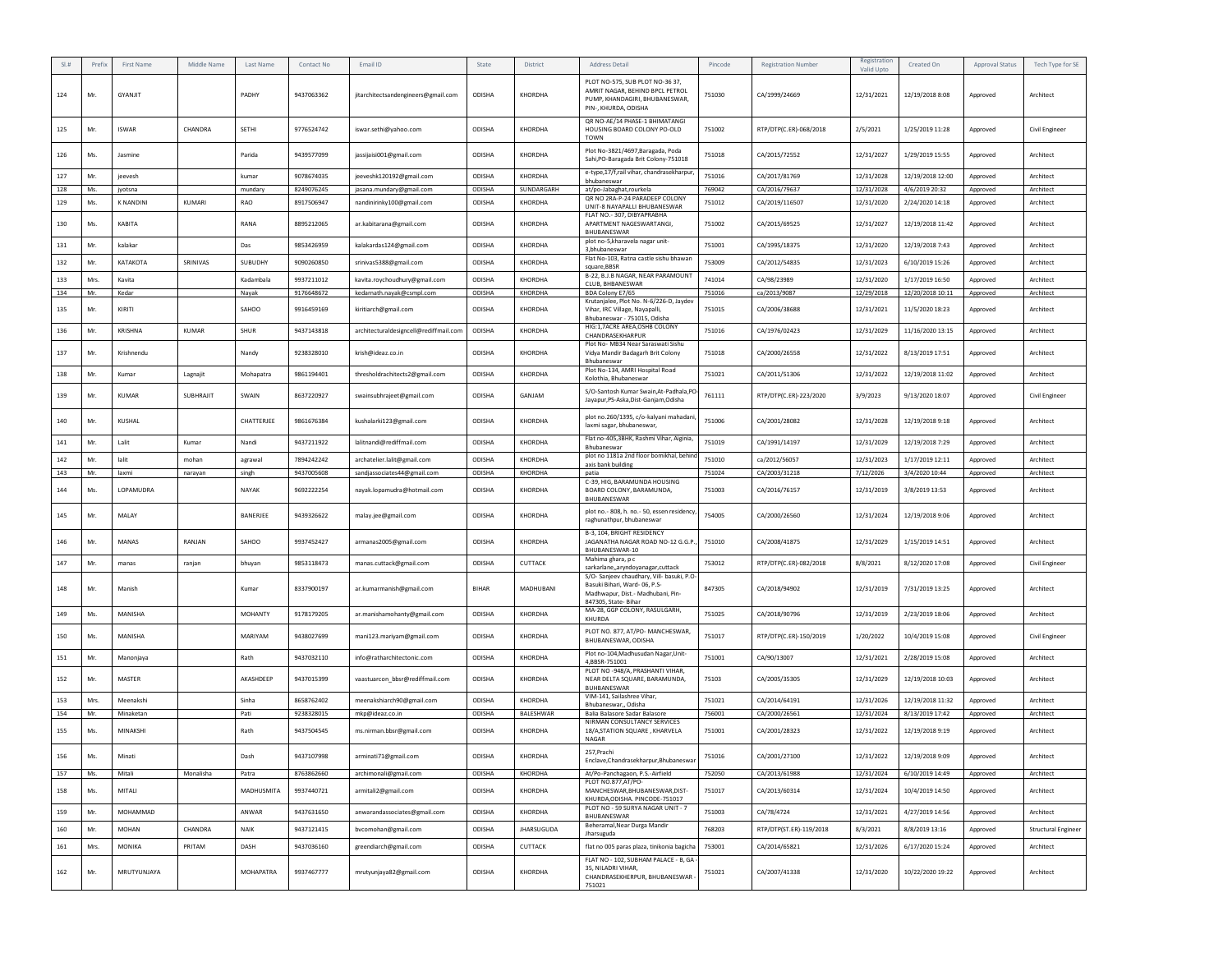| Sl.# | Prefix | First Name | Middle Name | Last Name | Contact No | Email ID | State | District | Address Detail | Pincode | Registration Number | Registration Valid Upto | Created On | Approval Status | Tech Type for SE |
|---|---|---|---|---|---|---|---|---|---|---|---|---|---|---|---|
| 124 | Mr. | GYANJIT | | PADHY | 9437063362 | jitarchitectsandengineers@gmail.com | ODISHA | KHORDHA | PLOT NO-575, SUB PLOT NO-36 37, AMRIT NAGAR, BEHIND BPCL PETROL PUMP, KHANDAGIRI, BHUBANESWAR, PIN-, KHURDA, ODISHA | 751030 | CA/1999/24669 | 12/31/2021 | 12/19/2018 8:08 | Approved | Architect |
| 125 | Mr. | ISWAR | CHANDRA | SETHI | 9776524742 | iswar.sethi@yahoo.com | ODISHA | KHORDHA | QR NO-AE/14 PHASE-1 BHIMATANGI HOUSING BOARD COLONY PO-OLD TOWN | 751002 | RTP/DTP(C.ER)-068/2018 | 2/5/2021 | 1/25/2019 11:28 | Approved | Civil Engineer |
| 126 | Ms. | Jasmine | | Parida | 9439577099 | jassijaisi001@gmail.com | ODISHA | KHORDHA | Plot No-3821/4697,Baragada, Poda Sahi,PO-Baragada Brit Colony-751018 | 751018 | CA/2015/72552 | 12/31/2027 | 1/29/2019 15:55 | Approved | Architect |
| 127 | Mr. | jeevesh | | kumar | 9078674035 | jeeveshk120192@gmail.com | ODISHA | KHORDHA | e-type,17/f,rail vihar, chandrasekharpur, bhubaneswar | 751016 | CA/2017/81769 | 12/31/2028 | 12/19/2018 12:00 | Approved | Architect |
| 128 | Ms. | jyotsna | | mundary | 8249076245 | jasana.mundary@gmail.com | ODISHA | SUNDARGARH | at/po-Jabaghat,rourkela | 769042 | CA/2016/79637 | 12/31/2028 | 4/6/2019 20:32 | Approved | Architect |
| 129 | Ms. | K NANDINI | KUMARI | RAO | 8917506947 | nandinirinky100@gmail.com | ODISHA | KHORDHA | QR NO 2RA-P-24 PARADEEP COLONY UNIT-8 NAYAPALLI BHUBANESWAR | 751012 | CA/2019/116507 | 12/31/2020 | 2/24/2020 14:18 | Approved | Architect |
| 130 | Ms. | KABITA | | RANA | 8895212065 | ar.kabitarana@gmail.com | ODISHA | KHORDHA | FLAT NO.- 307, DIBYAPRABHA APARTMENT NAGESWARTANGI, BHUBANESWAR | 751002 | CA/2015/69525 | 12/31/2027 | 12/19/2018 11:42 | Approved | Architect |
| 131 | Mr. | kalakar | | Das | 9853426959 | kalakardas124@gmail.com | ODISHA | KHORDHA | plot no-5,kharavela nagar unit-3,bhubaneswar | 751001 | CA/1995/18375 | 12/31/2020 | 12/19/2018 7:43 | Approved | Architect |
| 132 | Mr. | KATAKOTA | SRINIVAS | SUBUDHY | 9090260850 | srinivas5388@gmail.com | ODISHA | KHORDHA | Flat No-103, Ratna castle sishu bhawan square,BBSR | 753009 | CA/2012/54835 | 12/31/2023 | 6/10/2019 15:26 | Approved | Architect |
| 133 | Mrs. | Kavita | | Kadambala | 9937211012 | kavita.roychoudhury@gmail.com | ODISHA | KHORDHA | B-22, B.J.B NAGAR, NEAR PARAMOUNT CLUB, BHBANESWAR | 741014 | CA/98/23989 | 12/31/2020 | 1/17/2019 16:50 | Approved | Architect |
| 134 | Mr. | Kedar | | Nayak | 9176648672 | kedarnath.nayak@csmpl.com | ODISHA | KHORDHA | BDA Colony E7/65 | 751016 | ca/2013/9087 | 12/29/2018 | 12/20/2018 10:11 | Approved | Architect |
| 135 | Mr. | KIRITI | | SAHOO | 9916459169 | kiritiarch@gmail.com | ODISHA | KHORDHA | Krutanjalee, Plot No. N-6/226-D, Jaydev Vihar, IRC Village, Nayapalli, Bhubaneswar - 751015, Odisha | 751015 | CA/2006/38688 | 12/31/2021 | 11/5/2020 18:23 | Approved | Architect |
| 136 | Mr. | KRISHNA | KUMAR | SHUR | 9437143818 | architecturaldesigncell@rediffmail.com | ODISHA | KHORDHA | HIG:1,7ACRE AREA,OSHB COLONY CHANDRASEKHARPUR | 751016 | CA/1976/02423 | 12/31/2029 | 11/16/2020 13:15 | Approved | Architect |
| 137 | Mr. | Krishnendu | | Nandy | 9238328010 | krish@ideaz.co.in | ODISHA | KHORDHA | Plot No- MB34 Near Saraswati Sishu Vidya Mandir Badagarh Brit Colony Bhubaneswar | 751018 | CA/2000/26558 | 12/31/2022 | 8/13/2019 17:51 | Approved | Architect |
| 138 | Mr. | Kumar | Lagnajit | Mohapatra | 9861194401 | thresholdrachitects2@gmail.com | ODISHA | KHORDHA | Plot No-134, AMRI Hospital Road Kolothia, Bhubaneswar | 751021 | CA/2011/51306 | 12/31/2022 | 12/19/2018 11:02 | Approved | Architect |
| 139 | Mr. | KUMAR | SUBHRAJIT | SWAIN | 8637220927 | swainsubhrajeet@gmail.com | ODISHA | GANJAM | S/O-Santosh Kumar Swain,At-Padhala,PO-Jayapur,PS-Aska,Dist-Ganjam,Odisha | 761111 | RTP/DTP(C.ER)-223/2020 | 3/9/2023 | 9/13/2020 18:07 | Approved | Civil Engineer |
| 140 | Mr. | KUSHAL | | CHATTERJEE | 9861676384 | kushalarki123@gmail.com | ODISHA | KHORDHA | plot no.260/1395, c/o-kalyani mahadani, laxmi sagar, bhubaneswar, | 751006 | CA/2001/28082 | 12/31/2028 | 12/19/2018 9:18 | Approved | Architect |
| 141 | Mr. | Lalit | Kumar | Nandi | 9437211922 | lalitnandi@rediffmail.com | ODISHA | KHORDHA | Flat no-405,3BHK, Rashmi Vihar, Aiginia, Bhubaneswar | 751019 | CA/1991/14197 | 12/31/2029 | 12/19/2018 7:29 | Approved | Architect |
| 142 | Mr. | lalit | mohan | agrawal | 7894242242 | archatelier.lalit@gmail.com | ODISHA | KHORDHA | plot no 1181a 2nd floor bomikhal, behind axis bank building | 751010 | ca/2012/56057 | 12/31/2023 | 1/17/2019 12:11 | Approved | Architect |
| 143 | Mr. | laxmi | narayan | singh | 9437005608 | sandjassociates44@gmail.com | ODISHA | KHORDHA | patia | 751024 | CA/2003/31218 | 7/12/2026 | 3/4/2020 10:44 | Approved | Architect |
| 144 | Ms. | LOPAMUDRA | | NAYAK | 9692222254 | nayak.lopamudra@hotmail.com | ODISHA | KHORDHA | C-39, HIG, BARAMUNDA HOUSING BOARD COLONY, BARAMUNDA, BHUBANESWAR | 751003 | CA/2016/76157 | 12/31/2019 | 3/8/2019 13:53 | Approved | Architect |
| 145 | Mr. | MALAY | | BANERJEE | 9439326622 | malay.jee@gmail.com | ODISHA | KHORDHA | plot no.- 808, h. no.- 50, essen residency, raghunathpur, bhubaneswar | 754005 | CA/2000/26560 | 12/31/2024 | 12/19/2018 9:06 | Approved | Architect |
| 146 | Mr. | MANAS | RANJAN | SAHOO | 9937452427 | armanas2005@gmail.com | ODISHA | KHORDHA | B-3, 104, BRIGHT RESIDENCY JAGANATHA NAGAR ROAD NO-12 G.G.P., BHUBANESWAR-10 | 751010 | CA/2008/41875 | 12/31/2029 | 1/15/2019 14:51 | Approved | Architect |
| 147 | Mr. | manas | ranjan | bhuyan | 9853118473 | manas.cuttack@gmail.com | ODISHA | CUTTACK | Mahima ghara, p c sarkarlane,,aryndoyanagar,cuttack | 753012 | RTP/DTP(C.ER)-082/2018 | 8/8/2021 | 8/12/2020 17:08 | Approved | Civil Engineer |
| 148 | Mr. | Manish | | Kumar | 8337900197 | ar.kumarmanish@gmail.com | BIHAR | MADHUBANI | S/O- Sanjeev chaudhary, Vill- basuki, P.O- Basuki Bihari, Ward- 06, P.S- Madhwapur, Dist.- Madhubani, Pin- 847305, State- Bihar | 847305 | CA/2018/94902 | 12/31/2019 | 7/31/2019 13:25 | Approved | Architect |
| 149 | Ms. | MANISHA | | MOHANTY | 9178179205 | ar.manishamohanty@gmail.com | ODISHA | KHORDHA | MA-28, GGP COLONY, RASULGARH, KHURDA | 751025 | CA/2018/90796 | 12/31/2019 | 2/23/2019 18:06 | Approved | Architect |
| 150 | Ms. | MANISHA | | MARIYAM | 9438027699 | mani123.mariyam@gmail.com | ODISHA | KHORDHA | PLOT NO. 877, AT/PO- MANCHESWAR, BHUBANESWAR, ODISHA | 751017 | RTP/DTP(C.ER)-150/2019 | 1/20/2022 | 10/4/2019 15:08 | Approved | Civil Engineer |
| 151 | Mr. | Manonjaya | | Rath | 9437032110 | info@ratharchitectonic.com | ODISHA | KHORDHA | Plot no-104,Madhusudan Nagar,Unit-4,BBSR-751001 | 751001 | CA/90/13007 | 12/31/2021 | 2/28/2019 15:08 | Approved | Architect |
| 152 | Mr. | MASTER | | AKASHDEEP | 9437015399 | vaastuarcon_bbsr@rediffmail.com | ODISHA | KHORDHA | PLOT NO -948/A, PRASHANTI VIHAR, NEAR DELTA SQUARE, BARAMUNDA, BUHBANESWAR | 75103 | CA/2005/35305 | 12/31/2029 | 12/19/2018 10:03 | Approved | Architect |
| 153 | Mrs. | Meenakshi | | Sinha | 8658762402 | meenakshiarch90@gmail.com | ODISHA | KHORDHA | VIM-141, Sailashree Vihar, Bhubaneswar,, Odisha | 751021 | CA/2014/64191 | 12/31/2026 | 12/19/2018 11:32 | Approved | Architect |
| 154 | Mr. | Minaketan | | Pati | 9238328015 | mkp@ideaz.co.in | ODISHA | BALESHWAR | Balia Balasore Sadar Balasore | 756001 | CA/2000/26561 | 12/31/2024 | 8/13/2019 17:42 | Approved | Architect |
| 155 | Ms. | MINAKSHI | | Rath | 9437504545 | ms.nirman.bbsr@gmail.com | ODISHA | KHORDHA | NIRMAN CONSULTANCY SERVICES 18/A,STATION SQUARE , KHARVELA NAGAR | 751001 | CA/2001/28323 | 12/31/2022 | 12/19/2018 9:19 | Approved | Architect |
| 156 | Ms. | Minati | | Dash | 9437107998 | arminati71@gmail.com | ODISHA | KHORDHA | 257,Prachi Enclave,Chandrasekharpur,Bhubaneswar | 751016 | CA/2001/27100 | 12/31/2022 | 12/19/2018 9:09 | Approved | Architect |
| 157 | Ms. | Mitali | Monalisha | Patra | 8763862660 | archimonali@gmail.com | ODISHA | KHORDHA | At/Po-Panchagaon, P.S.-Airfield | 752050 | CA/2013/61988 | 12/31/2024 | 6/10/2019 14:49 | Approved | Architect |
| 158 | Ms. | MITALI | | MADHUSMITA | 9937440721 | armitali2@gmail.com | ODISHA | KHORDHA | PLOT NO.877,AT/PO-MANCHESWAR,BHUBANESWAR,DIST-KHURDA,ODISHA. PINCODE-751017 | 751017 | CA/2013/60314 | 12/31/2024 | 10/4/2019 14:50 | Approved | Architect |
| 159 | Mr. | MOHAMMAD | | ANWAR | 9437631650 | anwarandassociates@gmail.com | ODISHA | KHORDHA | PLOT NO - 59 SURYA NAGAR UNIT - 7 BHUBANESWAR | 751003 | CA/78/4724 | 12/31/2021 | 4/27/2019 14:56 | Approved | Architect |
| 160 | Mr. | MOHAN | CHANDRA | NAIK | 9437121415 | bvcomohan@gmail.com | ODISHA | JHARSUGUDA | Beheramal,Near Durga Mandir Jharsuguda | 768203 | RTP/DTP(ST.ER)-119/2018 | 8/3/2021 | 8/8/2019 13:16 | Approved | Structural Engineer |
| 161 | Mrs. | MONIKA | PRITAM | DASH | 9437036160 | greendiarch@gmail.com | ODISHA | CUTTACK | flat no 005 paras plaza, tinikonia bagicha | 753001 | CA/2014/65821 | 12/31/2026 | 6/17/2020 15:24 | Approved | Architect |
| 162 | Mr. | MRUTYUNJAYA | | MOHAPATRA | 9937467777 | mrutyunjaya82@gmail.com | ODISHA | KHORDHA | FLAT NO - 102, SUBHAM PALACE - B, GA - 35, NILADRI VIHAR, CHANDRASEKHERPUR, BHUBANESWAR - 751021 | 751021 | CA/2007/41338 | 12/31/2020 | 10/22/2020 19:22 | Approved | Architect |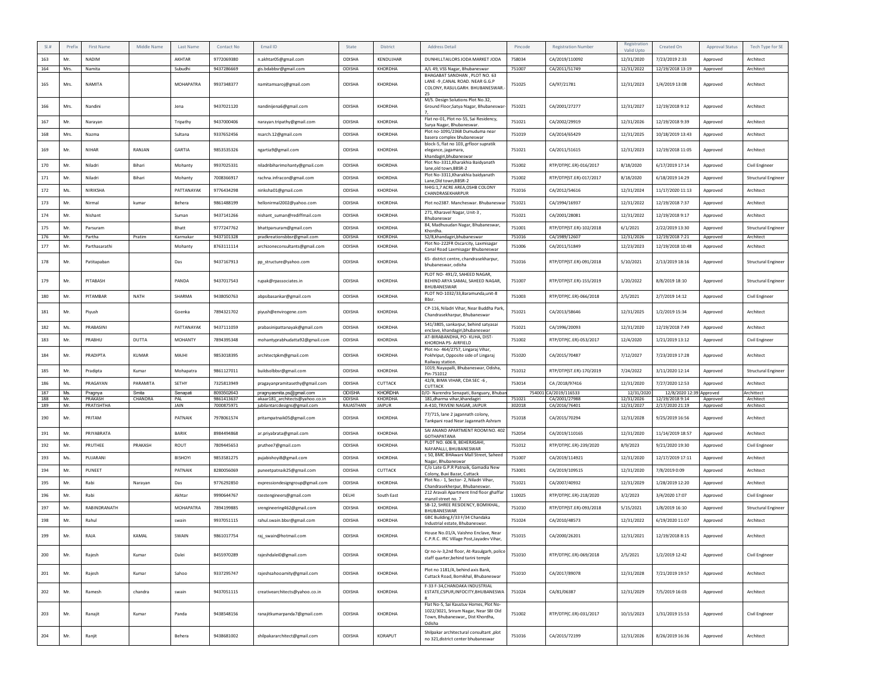| Sl.# | Prefix | First Name | Middle Name | Last Name | Contact No | Email ID | State | District | Address Detail | Pincode | Registration Number | Registration Valid Upto | Created On | Approval Status | Tech Type for SE |
|---|---|---|---|---|---|---|---|---|---|---|---|---|---|---|---|
| 163 | Mr. | NADIM | | AKHTAR | 9772069380 | n.akhtar05@gmail.com | ODISHA | KENDUJHAR | DUNHILLTAILORS JODA MARKET JODA | 758034 | CA/2019/110092 | 12/31/2020 | 7/23/2019 2:33 | Approved | Architect |
| 164 | Mrs. | Namita | | Subudhi | 9437286669 | gis.bdabbsr@gmail.com | ODISHA | KHORDHA | A/L 49, VSS Nagar, Bhubaneswar | 751007 | CA/2011/51749 | 12/31/2022 | 12/19/2018 13:19 | Approved | Architect |
| 165 | Mrs. | NAMITA | | MOHAPATRA | 9937348377 | namitamsaroj@gmail.com | ODISHA | KHORDHA | BHAGABAT SANDHAN , PLOT NO. 63 LANE -9 ,CANAL ROAD. NEAR G.G.P COLONY, RASULGARH. BHUBANESWAR.-25 | 751025 | CA/97/21781 | 12/31/2023 | 1/4/2019 13:08 | Approved | Architect |
| 166 | Mrs. | Nandini | | Jena | 9437021120 | nandinijena6@gmail.com | ODISHA | KHORDHA | M/S. Design Solutions Plot No.32, Ground Floor,Satya Nagar, Bhubaneswar-7, | 751021 | CA/2001/27277 | 12/31/2027 | 12/19/2018 9:12 | Approved | Architect |
| 167 | Mr. | Narayan | | Tripathy | 9437000406 | narayan.tripathy@gmail.com | ODISHA | KHORDHA | Flat no-01, Plot no-55, Sai Residency, Surya Nagar, Bhubaneswar. | 751021 | CA/2002/29919 | 12/31/2026 | 12/19/2018 9:39 | Approved | Architect |
| 168 | Mrs. | Nazma | | Sultana | 9337652456 | nsarch.12@gmail.com | ODISHA | KHORDHA | Plot no-1091/2368 Dumuduma near basera complex bhubaneswar | 751019 | CA/2014/65429 | 12/31/2025 | 10/18/2019 13:43 | Approved | Architect |
| 169 | Mr. | NIHAR | RANJAN | GARTIA | 9853535326 | ngartia9@gmail.com | ODISHA | KHORDHA | block-5, flat no 103, grfloor supratik elegance, jagamara, khandagiri,bhubaneswar | 751021 | CA/2011/51615 | 12/31/2023 | 12/19/2018 11:05 | Approved | Architect |
| 170 | Mr. | Niladri | Bihari | Mohanty | 9937025331 | niladribiharimohanty@gmail.com | ODISHA | KHORDHA | Plot No-3311,Kharakhia Baidyanath lane,old town,BBSR-2 | 751002 | RTP/DTP(C.ER)-016/2017 | 8/18/2020 | 6/17/2019 17:14 | Approved | Civil Engineer |
| 171 | Mr. | Niladri | Bihari | Mohanty | 7008366917 | rachna.infracon@gmail.com | ODISHA | KHORDHA | Plot No-3311,Kharakhia Baidyanath Lane,Old town,BBSR-2 | 751002 | RTP/DTP(ST.ER)-017/2017 | 8/18/2020 | 6/18/2019 14:29 | Approved | Structural Engineer |
| 172 | Ms. | NIRIKSHA | | PATTANAYAK | 9776434298 | niriksha01@gmail.com | ODISHA | KHORDHA | hHIG:1,7 ACRE AREA,OSHB COLONY CHANDRASEKHARPUR | 751016 | CA/2012/54616 | 12/31/2024 | 11/17/2020 11:13 | Approved | Architect |
| 173 | Mr. | Nirmal | kumar | Behera | 9861488199 | hellonirmal2002@yahoo.com | ODISHA | KHORDHA | Plot no2387. Mancheswar. Bhubaneswar | 751021 | CA/1994/16937 | 12/31/2022 | 12/19/2018 7:37 | Approved | Architect |
| 174 | Mr. | Nishant | | Suman | 9437141266 | nishant_suman@rediffmail.com | ODISHA | KHORDHA | 271, Kharavel Nagar, Unit-3 , Bhubaneswar | 751021 | CA/2001/28081 | 12/31/2022 | 12/19/2018 9:17 | Approved | Architect |
| 175 | Mr. | Parsuram | | Bhatt | 9777247762 | bhattparsuram@gmail.com | ODISHA | KHORDHA | 84, Madhusudan Nagar, Bhubaneswar, Khordha. | 751001 | RTP/DTP(ST.ER)-102/2018 | 6/1/2021 | 2/22/2019 13:30 | Approved | Structural Engineer |
| 176 | Mr. | Partha | Pratim | Karmakar | 9437101328 | pradkreationsbbsr@gmail.com | ODISHA | KHORDHA | 52/8,khandagiri,bhubaneswar | 751016 | CA/1989/12607 | 12/31/2026 | 12/19/2018 7:21 | Approved | Architect |
| 177 | Mr. | Parthasarathi | | Mohanty | 8763111114 | archizoneconsultants@gmail.com | ODISHA | KHORDHA | Plot No-222FR Oscarcity, Laxmisagar Canal Road Laxmisagar Bhubaneswar | 751006 | CA/2011/51849 | 12/23/2023 | 12/19/2018 10:48 | Approved | Architect |
| 178 | Mr. | Patitapaban | | Das | 9437167913 | pp_structure@yahoo.com | ODISHA | KHORDHA | 65- district centre, chandrasekharpur, bhubaneswar, odisha | 751016 | RTP/DTP(ST.ER)-091/2018 | 5/10/2021 | 2/13/2019 18:16 | Approved | Structural Engineer |
| 179 | Mr. | PITABASH | | PANDA | 9437017543 | rupak@rpassociates.in | ODISHA | KHORDHA | PLOT NO- 491/2, SAHEED NAGAR, BEHIND ARYA SAMAJ, SAHEED NAGAR, BHUBANESWAR | 751007 | RTP/DTP(ST.ER)-155/2019 | 1/20/2022 | 8/8/2019 18:10 | Approved | Structural Engineer |
| 180 | Mr. | PITAMBAR | NATH | SHARMA | 9438050763 | abpsibasankar@gmail.com | ODISHA | KHORDHA | PLOT NO-1032/33,Baramunda,unit-8 Bbsr. | 751003 | RTP/DTP(C.ER)-066/2018 | 2/5/2021 | 2/7/2019 14:12 | Approved | Civil Engineer |
| 181 | Mr. | Piyush | | Goenka | 7894321702 | piyush@envirogene.com | ODISHA | KHORDHA | CP-116, Niladri Vihar, Near Buddha Park, Chandrasekharpur, Bhubaneswar | 751021 | CA/2013/58646 | 12/31/2025 | 1/2/2019 15:34 | Approved | Architect |
| 182 | Ms. | PRABASINI | | PATTANAYAK | 9437111059 | prabasinipattanayak@gmail.com | ODISHA | KHORDHA | 541/3805, sankarpur, behind satyasai enclave, khandagiri,bhubaneswar | 751021 | CA/1996/20093 | 12/31/2020 | 12/19/2018 7:49 | Approved | Architect |
| 183 | Mr. | PRABHU | DUTTA | MOHANTY | 7894395348 | mohantyprabhudatta92@gmail.com | ODISHA | KHORDHA | AT-BIRABANDHA, PO- KUHA, DIST-KHORDHA PS- AIRFIELD | 751002 | RTP/DTP(C.ER)-053/2017 | 12/4/2020 | 1/21/2019 13:12 | Approved | Civil Engineer |
| 184 | Mr. | PRADIPTA | KUMAR | MAJHI | 9853018395 | architectpkm@gmail.com | ODISHA | KHORDHA | Plot no- 464/2757, Lingaraj Vihar, Pokhriput, Opposite side of Lingaraj Railway station. | 751020 | CA/2015/70487 | 7/12/2027 | 7/23/2019 17:28 | Approved | Architect |
| 185 | Mr. | Pradipta | Kumar | Mohapatra | 9861127011 | buildsolbbsr@gmail.com | ODISHA | KHORDHA | 1019, Nayapalli, Bhubaneswar, Odisha, Pin-751012 | 751012 | RTP/DTP(ST.ER)-170/2019 | 7/24/2022 | 3/11/2020 12:14 | Approved | Structural Engineer |
| 186 | Ms. | PRAGAYAN | PARAMITA | SETHY | 7325813949 | pragayanpramitasethy@gmail.com | ODISHA | CUTTACK | 42/B, BIMA VIHAR, CDA SEC -6 , CUTTACK | 753014 | CA /2018/97416 | 12/31/2020 | 7/27/2020 12:53 | Approved | Architect |
| 187 | Ms. | Pragnya | Smita | Senapati | 8093502643 | pragnyasmita.ps@gmail.com | ODISHA | KHORDHA | D/O- Narendra Senapati, Banguary, Bhuban | 754001 | CA/2019/116533 | 12/31/2020 | 12/8/2020 12:39 | Approved | Archittect |
| 188 | Mr. | PRAKASH | CHANDRA | PAL | 9861413637 | akaar181_architects@yahoo.co.in | ODISHA | KHORDHA | 181,dharma vihar,khandagiri | 751021 | CA/2001/27988 | 12/31/2026 | 12/19/2018 9:14 | Approved | Architect |
| 189 | Mr. | PRATISHTHA | | JAIN | 7000875971 | jubilantarcdesigns@gmail.com | RAJASTHAN | JAIPUR | A-410, TRIVENI NAGAR, JAIPUR | 302018 | CA/2016/76401 | 12/31/2027 | 2/17/2020 21:19 | Approved | Architect |
| 190 | Mr. | PRITAM | | PATNAIK | 7978061574 | pritampatnaik05@gmail.com | ODISHA | KHORDHA | 77/715, lane 2 jagannath colony, Tankpani road Near Jagannath Ashram | 751018 | CA/2015/70294 | 12/31/2028 | 9/25/2019 16:56 | Approved | Architect |
| 191 | Mr. | PRIYABRATA | | BARIK | 8984494868 | ar.priyabrata@gmail.com | ODISHA | KHORDHA | SAI ANAND APARTMENT ROOM NO. 402 GOTHAPATANA | 752054 | CA/2019/110165 | 12/31/2020 | 11/14/2019 18:57 | Approved | Architect |
| 192 | Mr. | PRUTHEE | PRAKASH | ROUT | 7809445653 | pruthee7@gmail.com | ODISHA | KHORDHA | PLOT NO. 606 B, BEHERASAHI, NAYAPALLI, BHUBANESWAR | 751012 | RTP/DTP(C.ER)-239/2020 | 8/9/2023 | 9/21/2020 19:30 | Approved | Civil Engineer |
| 193 | Ms. | PUJARANI | | BISHOYI | 9853581275 | pujabishoyi8@gmail.com | ODISHA | KHORDHA | c 50, BMC BHAwani Mall Street, Saheed Nagar, Bhubaneswar | 751007 | CA/2019/114921 | 12/31/2020 | 12/17/2019 17:11 | Approved | Architect |
| 194 | Mr. | PUNEET | | PATNAIK | 8280056069 | puneetpatnaik25@gmail.com | ODISHA | CUTTACK | C/o Late G.P.R Patnaik, Gamadia New Colony, Buxi Bazar, Cuttack | 753001 | CA/2019/109515 | 12/31/2020 | 7/8/2019 0:09 | Approved | Architect |
| 195 | Mr. | Rabi | Narayan | Das | 9776292850 | expressiondesigngroup@gmail.com | ODISHA | KHORDHA | Plot No.- 1, Sector- 2, Niladri Vihar, Chandrasekherpur, Bhubaneswar. | 751021 | CA/2007/40932 | 12/31/2029 | 1/28/2019 12:20 | Approved | Architect |
| 196 | Mr. | Rabi | | Akhtar | 9990644767 | rzestengineers@gmail.com | DELHI | South East | 212 Aravali Apartment IInd floor ghaffar manzil street no. 7 | 110025 | RTP/DTP(C.ER)-218/2020 | 3/2/2023 | 3/4/2020 17:07 | Approved | Civil Engineer |
| 197 | Mr. | RABINDRANATH | | MOHAPATRA | 7894199885 | srengineering462@gmail.com | ODISHA | KHORDHA | SB-12, SHREE RESIDENCY, BOMIKHAL, BHUBANESWAR | 751010 | RTP/DTP(ST.ER)-093/2018 | 5/15/2021 | 1/8/2019 16:10 | Approved | Structural Engineer |
| 198 | Mr. | Rahul | | swain | 9937051115 | rahul.swain.bbsr@gmail.com | ODISHA | KHORDHA | GBC Building,F/33 F/34 Chandaka Industrial estate, Bhubaneswar. | 751024 | CA/2010/48573 | 12/31/2022 | 6/19/2020 11:07 | Approved | Architect |
| 199 | Mr. | RAJA | KAMAL | SWAIN | 9861017754 | raj_swain@hotmail.com | ODISHA | KHORDHA | House No.01/A, Vaishno Enclave, Near C.P.R.C. IRC Village Post,Jayadev Vihar, | 751015 | CA/2000/26201 | 12/31/2021 | 12/19/2018 8:15 | Approved | Architect |
| 200 | Mr. | Rajesh | Kumar | Dalei | 8455970289 | rajeshdalei0@gmail.com | ODISHA | KHORDHA | Qr no-iv-3,2nd floor, At-Rasulgarh, police staff quarter,behind tarini temple | 751010 | RTP/DTP(C.ER)-069/2018 | 2/5/2021 | 1/2/2019 12:42 | Approved | Civil Engineer |
| 201 | Mr. | Rajesh | Kumar | Sahoo | 9337295747 | rajeshsahooamity@gmail.com | ODISHA | KHORDHA | Plot no 1181/A, behind axis Bank, Cuttack Road, Bomikhal, Bhubaneswar | 751010 | CA/2017/89078 | 12/31/2028 | 7/21/2019 19:57 | Approved | Architect |
| 202 | Mr. | Ramesh | chandra | swain | 9437051115 | creativearchitects@yahoo.co.in | ODISHA | KHORDHA | F-33 F-34,CHANDAKA INDUSTRIAL ESTATE,CSPUR,INFOCITY,BHUBANESWAR | 751024 | CA/81/06387 | 12/31/2029 | 7/5/2019 16:03 | Approved | Architect |
| 203 | Mr. | Ranajit | Kumar | Panda | 9438548156 | ranajitkumarpanda7@gmail.com | ODISHA | KHORDHA | Flat No-5, Sai Kaustuv Homes, Plot No-1022/3021, Sriram Nagar, Near SBI Old Town, Bhubaneswar,, Dist Khordha, Odisha | 751002 | RTP/DTP(C.ER)-031/2017 | 10/15/2023 | 1/31/2019 15:53 | Approved | Civil Engineer |
| 204 | Mr. | Ranjit | | Behera | 9438681002 | shilpakararchitect@gmail.com | ODISHA | KORAPUT | Shilpakar architectural consultant ,plot no 321,district center bhubaneswar | 751016 | CA/2015/72199 | 12/31/2026 | 8/26/2019 16:36 | Approved | Architect |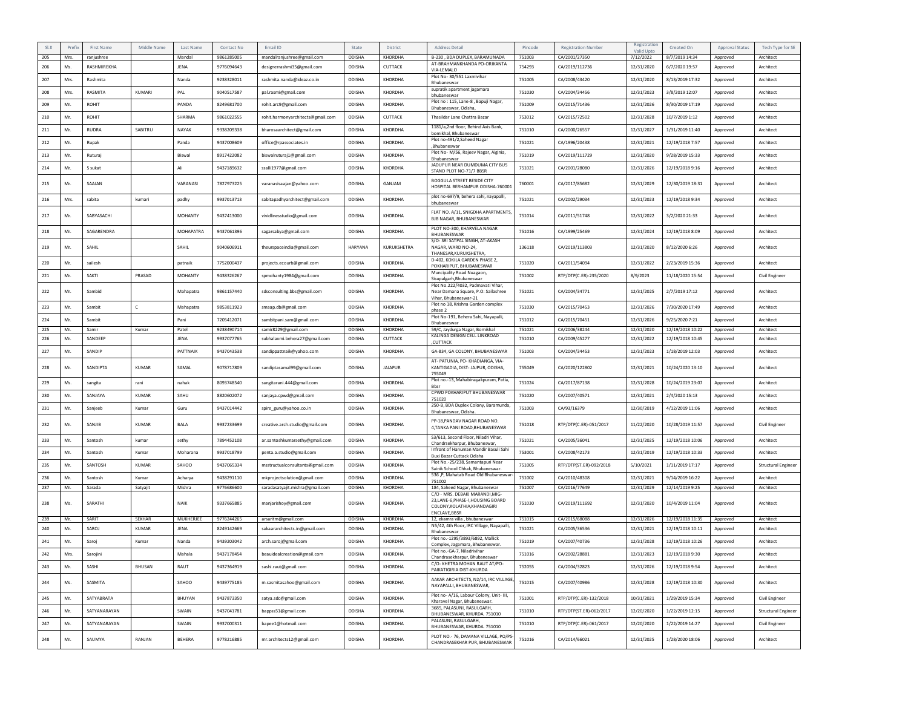| Sl.# | Prefix | First Name | Middle Name | Last Name | Contact No | Email ID | State | District | Address Detail | Pincode | Registration Number | Registration Valid Upto | Created On | Approval Status | Tech Type for SE |
|---|---|---|---|---|---|---|---|---|---|---|---|---|---|---|---|
| 205 | Mrs. | ranjushree | | Mandal | 9861285005 | mandalranjushree@gmail.com | ODISHA | KHORDHA | B-230 , BDA DUPLEX, BARAMUNADA | 751003 | CA/2001/27350 | 7/12/2022 | 8/7/2019 14:34 | Approved | Architect |
| 206 | Ms. | RASHMIREKHA | | JENA | 9776094643 | designerrashmi35@gmail.com | ODISHA | CUTTACK | AT-BRAHMANKHANDA PO-ORIKANTA VIA-LEMALO | 754293 | CA/2019/112736 | 12/31/2020 | 6/7/2020 19:57 | Approved | Architect |
| 207 | Mrs. | Rashmita | | Nanda | 9238328011 | rashmita.nanda@ideaz.co.in | ODISHA | KHORDHA | Plot No- 30/551 Laxmivihar Bhubaneswar | 751005 | CA/2008/43420 | 12/31/2020 | 8/13/2019 17:32 | Approved | Architect |
| 208 | Mrs. | RASMITA | KUMARI | PAL | 9040517587 | pal.rasmi@gmail.com | ODISHA | KHORDHA | supratik apartment jagamara bhubaneswar | 751030 | CA/2004/34456 | 12/31/2023 | 3/8/2019 12:07 | Approved | Architect |
| 209 | Mr. | ROHIT | | PANDA | 8249681700 | rohit.arc9@gmail.com | ODISHA | KHORDHA | Plot no : 115, Lane-8 , Bapuji Nagar, Bhubaneswar, Odisha, | 751009 | CA/2015/71436 | 12/31/2026 | 8/30/2019 17:19 | Approved | Architect |
| 210 | Mr. | ROHIT | | SHARMA | 9861022555 | rohit.harmonyarchitects@gmail.com | ODISHA | CUTTACK | Thasildar Lane Chattra Bazar | 753012 | CA/2015/72502 | 12/31/2028 | 10/7/2019 1:12 | Approved | Architect |
| 211 | Mr. | RUDRA | SABITRU | NAYAK | 9338209338 | bharosaarchitect@gmail.com | ODISHA | KHORDHA | 1181/a,2nd floor, Behind Axis Bank, bomikhal, Bhubaneswar | 751010 | CA/2000/26557 | 12/31/2027 | 1/31/2019 11:40 | Approved | Architect |
| 212 | Mr. | Rupak | | Panda | 9437008609 | office@rpassociates.in | ODISHA | KHORDHA | Plot no-491/2,Saheed Nagar ,Bhubaneswar | 751021 | CA/1996/20438 | 12/31/2021 | 12/19/2018 7:57 | Approved | Architect |
| 213 | Mr. | Ruturaj | | Biswal | 8917422082 | biswalruturaj1@gmail.com | ODISHA | KHORDHA | Plot No- M/56, Rajeev Nagar, Aiginia, Bhubaneswar | 751019 | CA/2019/111729 | 12/31/2020 | 9/28/2019 15:33 | Approved | Architect |
| 214 | Mr. | S sukat | | Ali | 9437189632 | ssalli1977@gmail.com | ODISHA | KHORDHA | JADUPUR NEAR DUMDUMA CITY BUS STAND PLOT NO-71/7 BBSR | 751021 | CA/2001/28080 | 12/31/2026 | 12/19/2018 9:16 | Approved | Architect |
| 215 | Mr. | SAAJAN | | VARANASI | 7827973225 | varanasisaajan@yahoo.com | ODISHA | GANJAM | BOGGULA STREET BESIDE CITY HOSPITAL BERHAMPUR ODISHA-760001 | 760001 | CA/2017/85682 | 12/31/2029 | 12/30/2019 18:31 | Approved | Architect |
| 216 | Mrs. | sabita | kumari | padhy | 9937013713 | sabitapadhyarchitect@gmail.com | ODISHA | KHORDHA | plot no-697/9, behera sahi, nayapalli, bhubaneswar | 751021 | CA/2002/29034 | 12/31/2023 | 12/19/2018 9:34 | Approved | Architect |
| 217 | Mr. | SABYASACHI | | MOHANTY | 9437413000 | vividlinesstudio@gmail.com | ODISHA | KHORDHA | FLAT NO. A/11, SNIGDHA APARTMENTS, BJB NAGAR, BHUBANESWAR | 751014 | CA/2011/51748 | 12/31/2022 | 3/2/2020 21:33 | Approved | Architect |
| 218 | Mr. | SAGARENDRA | | MOHAPATRA | 9437061396 | sagarsabya@gmail.com | ODISHA | KHORDHA | PLOT NO-300, KHARVELA NAGAR BHUBANESWAR | 751016 | CA/1999/25469 | 12/31/2024 | 12/19/2018 8:09 | Approved | Architect |
| 219 | Mr. | SAHIL | | SAHIL | 9040606911 | theurspaceindia@gmail.com | HARYANA | KURUKSHETRA | S/O- SRI SATPAL SINGH, AT-AKASH NAGAR, WARD NO-24, THANESAR,KURUKSHETRA, | 136118 | CA/2019/113803 | 12/31/2020 | 8/12/2020 6:26 | Approved | Architect |
| 220 | Mr. | sailesh | | patnaik | 7752000437 | projects.ecourb@gmail.com | ODISHA | KHORDHA | D-402, KOKILA GARDEN PHASE 2, POKHARIPUT, BHUBANESWAR | 751020 | CA/2011/54094 | 12/31/2022 | 2/23/2019 15:36 | Approved | Architect |
| 221 | Mr. | SAKTI | PRASAD | MOHANTY | 9438326267 | spmohanty1984@gmail.com | ODISHA | KHORDHA | Muncipality Road Nuagaon, Sisupalgarh,Bhubaneswar | 751002 | RTP/DTP(C.ER)-235/2020 | 8/9/2023 | 11/18/2020 15:54 | Approved | Civil Engineer |
| 222 | Mr. | Sambid | | Mahapatra | 9861157440 | sdsconsulting.bbs@gmail.com | ODISHA | KHORDHA | Plot No.222/4032, Padmavati Vihar, Near Damana Square, P.O: Sailashree Vihar, Bhubaneswar-21 | 751021 | CA/2004/34771 | 12/31/2025 | 2/7/2019 17:12 | Approved | Architect |
| 223 | Mr. | Sambit | C | Mahapatra | 9853811923 | smaap.db@gmail.com | ODISHA | KHORDHA | Plot no 18, Krishna Garden complex phase 2 | 751030 | CA/2015/70453 | 12/31/2026 | 7/30/2020 17:49 | Approved | Architect |
| 224 | Mr. | Sambit | | Pani | 7205412071 | sambitpani.sam@gmail.com | ODISHA | KHORDHA | Plot No-191, Behera Sahi, Nayapalli, Bhubaneswar | 751012 | CA/2015/70451 | 12/31/2026 | 9/25/2020 7:21 | Approved | Architect |
| 225 | Mr. | Samir | Kumar | Patel | 9238490714 | samir8229@gmail.com | ODISHA | KHORDHA | 59/C, Jaydurga Nagar, Bomikhal | 751021 | CA/2006/38244 | 12/31/2020 | 12/19/2018 10:22 | Approved | Architect |
| 226 | Mr. | SANDEEP | | JENA | 9937077765 | subhalaxmi.behera27@gmail.com | ODISHA | CUTTACK | KALINGA DESIGN CELL LINKROAD ,CUTTACK | 751010 | CA/2009/45277 | 12/31/2022 | 12/19/2018 10:45 | Approved | Architect |
| 227 | Mr. | SANDIP | | PATTNAIK | 9437043538 | sandippattnaik@yahoo.com | ODISHA | KHORDHA | GA-834, GA COLONY, BHUBANESWAR | 751003 | CA/2004/34453 | 12/31/2023 | 1/18/2019 12:03 | Approved | Architect |
| 228 | Mr. | SANDIPTA | KUMAR | SAMAL | 9078717809 | sandiptasamal99@gmail.com | ODISHA | JAJAPUR | AT- PATUNIA, PO- KHADIANGA, VIA-KANTIGADIA, DIST- JAJPUR, ODISHA, 755049 | 755049 | CA/2020/122802 | 12/31/2021 | 10/24/2020 13:10 | Approved | Architect |
| 229 | Ms. | sangita | rani | nahak | 8093748540 | sangitarani.444@gmail.com | ODISHA | KHORDHA | Plot no.-13, Mahabinayakpuram, Patia, Bbsr | 751024 | CA/2017/87138 | 12/31/2028 | 10/24/2019 23:07 | Approved | Architect |
| 230 | Mr. | SANJAYA | KUMAR | SAHU | 8820602072 | sanjaya.cpwd@gmail.com | ODISHA | KHORDHA | CPWD POKHARIPUT BHUBANESWAR 751020 | 751020 | CA/2007/40571 | 12/31/2021 | 2/4/2020 15:13 | Approved | Architect |
| 231 | Mr. | Sanjeeb | Kumar | Guru | 9437014442 | spire_guru@yahoo.co.in | ODISHA | KHORDHA | 250-B, BDA Duplex Colony, Baramunda, Bhubaneswar, Odisha. | 751003 | CA/93/16379 | 12/30/2019 | 4/12/2019 11:06 | Approved | Architect |
| 232 | Mr. | SANJIB | KUMAR | BALA | 9937233699 | creative.arch.studio@gmail.com | ODISHA | KHORDHA | PP-18,PANDAV NAGAR ROAD NO. 4,TANKA PANI ROAD,BHUBANESWAR | 751018 | RTP/DTP(C.ER)-051/2017 | 11/22/2020 | 10/28/2019 11:57 | Approved | Civil Engineer |
| 233 | Mr. | Santosh | kumar | sethy | 7894452108 | ar.santoshkumarsethy@gmail.com | ODISHA | KHORDHA | S3/613, Second Floor, Niladri Vihar, Chandrsekharpur, Bhubaneswar, | 751021 | CA/2005/36041 | 12/31/2025 | 12/19/2018 10:06 | Approved | Architect |
| 234 | Mr. | Santosh | Kumar | Moharana | 9937018799 | penta.a.studio@gmail.com | ODISHA | KHORDHA | Infront of Hanuman Mandir Basuli Sahi Buxi Bazar Cuttack Odisha | 753001 | CA/2008/42173 | 12/31/2019 | 12/19/2018 10:33 | Approved | Architect |
| 235 | Mr. | SANTOSH | KUMAR | SAHOO | 9437065334 | msstructualconsultants@gmail.com | ODISHA | KHORDHA | Plot No.-25/238, Samantapuri Near Sainik School Chhak, Bhubaneswar. | 751005 | RTP/DTP(ST.ER)-092/2018 | 5/10/2021 | 1/11/2019 17:17 | Approved | Structural Engineer |
| 236 | Mr. | Santosh | Kumar | Acharya | 9438291110 | mkprojectsolution@gmail.com | ODISHA | KHORDHA | 536 ,P, Mahatab Road Old Bhubaneswar-751002 | 751002 | CA/2010/48308 | 12/31/2021 | 9/14/2019 16:22 | Approved | Architect |
| 237 | Mr. | Sarada | Satyajit | Mishra | 9776686600 | saradasatyajit.mishra@gmail.com | ODISHA | KHORDHA | 184, Saheed Nagar, Bhubaneswar | 751007 | CA/2016/77649 | 12/31/2029 | 12/14/2019 9:25 | Approved | Architect |
| 238 | Ms. | SARATHI | | NAIK | 9337665885 | manjarishoy@gmail.com | ODISHA | KHORDHA | C/O - MRS. DEBAKI MARANDI,MIG-23,LANE-6,PHASE-I,HOUSING BOARD COLONY,KOLATHIA,KHANDAGIRI ENCLAVE,BBSR | 751030 | CA/2019/111692 | 12/31/2020 | 10/4/2019 11:04 | Approved | Architect |
| 239 | Mr. | SARIT | SEKHAR | MUKHERJEE | 9776244265 | arsaritm@gmail.com | ODISHA | KHORDHA | 12, ekamra villa , bhubaneswar | 751015 | CA/2015/68088 | 12/31/2026 | 12/19/2018 11:35 | Approved | Architect |
| 240 | Mr. | SAROJ | KUMAR | JENA | 8249142669 | sakaararchitects.in@gmail.com | ODISHA | KHORDHA | N5/42, 4th Floor, IRC Village, Nayapalli, Bhubaneswar | 751021 | CA/2005/36536 | 12/31/2021 | 12/19/2018 10:11 | Approved | Architect |
| 241 | Mr. | Saroj | Kumar | Nanda | 9439203042 | arch.saroj@gmail.com | ODISHA | KHORDHA | Plot no.-1295/3893/6892, Mallick Complex, Jagamara, Bhubaneswar. | 751019 | CA/2007/40736 | 12/31/2028 | 12/19/2018 10:26 | Approved | Architect |
| 242 | Mrs. | Sarojini | | Mahala | 9437178454 | beauidealcreation@gmail.com | ODISHA | KHORDHA | Plot no.-GA-7, Niladrivihar Chandrasekharpur, Bhubaneswar | 751016 | CA/2002/28881 | 12/31/2023 | 12/19/2018 9:30 | Approved | Architect |
| 243 | Mr. | SASHI | BHUSAN | RAUT | 9437364919 | sashi.raut@gmail.com | ODISHA | KHORDHA | C/O- KHETRA MOHAN RAUT AT/PO-PAIKATIGIRIA DIST-KHURDA | 752055 | CA/2004/32823 | 12/31/2026 | 12/19/2018 9:54 | Approved | Architect |
| 244 | Ms. | SASMITA | | SAHOO | 9439775185 | m.sasmitasahoo@gmail.com | ODISHA | KHORDHA | AAKAR ARCHITECTS, N2/14, IRC VILLAGE, NAYAPALLI, BHUBANESWAR, | 751015 | CA/2007/40986 | 12/31/2028 | 12/19/2018 10:30 | Approved | Architect |
| 245 | Mr. | SATYABRATA | | BHUYAN | 9437873350 | satya.sdc@gmail.com | ODISHA | KHORDHA | Plot no- A/16, Labour Colony, Unit- III, Kharavel Nagar, Bhubaneswar. | 751001 | RTP/DTP(C.ER)-132/2018 | 10/31/2021 | 1/29/2019 15:34 | Approved | Civil Engineer |
| 246 | Mr. | SATYANARAYAN | | SWAIN | 9437041781 | bappss51@gmail.com | ODISHA | KHORDHA | 3685, PALASUNI, RASULGARH, BHUBANESWAR, KHURDA. 751010 | 751010 | RTP/DTP(ST.ER)-062/2017 | 12/20/2020 | 1/22/2019 12:15 | Approved | Structural Engineer |
| 247 | Mr. | SATYANARAYAN | | SWAIN | 9937000311 | bapee1@hotmail.com | ODISHA | KHORDHA | PALASUNI, RASULGARH, BHUBANESWAR, KHURDA. 751010 | 751010 | RTP/DTP(C.ER)-061/2017 | 12/20/2020 | 1/22/2019 14:27 | Approved | Civil Engineer |
| 248 | Mr. | SAUMYA | RANJAN | BEHERA | 9778216885 | mr.architects12@gmail.com | ODISHA | KHORDHA | PLOT NO.- 76, DAMANA VILLAGE, PO/PS-CHANDRASEKHAR PUR, BHUBANESWAR | 751016 | CA/2014/66021 | 12/31/2025 | 1/28/2020 18:06 | Approved | Architect |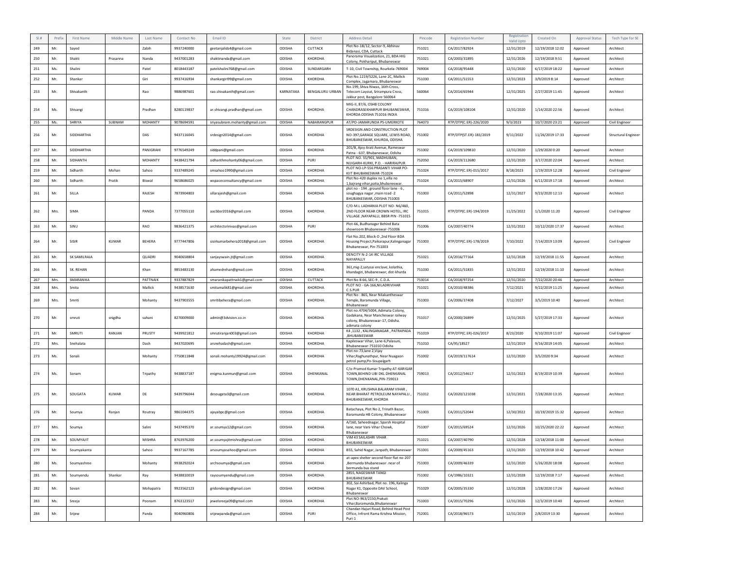| Sl.# | Prefix | First Name | Middle Name | Last Name | Contact No | Email ID | State | District | Address Detail | Pincode | Registration Number | Registration Valid Upto | Created On | Approval Status | Tech Type for SE |
|---|---|---|---|---|---|---|---|---|---|---|---|---|---|---|---|
| 249 | Mr. | Sayed | | Zabih | 9937240000 | geetanjalids4@gmail.com | ODISHA | CUTTACK | Plot No-1B/12, Sector-9, Abhinav Bidanasi, CDA, Cuttack | 751021 | CA/2017/82924 | 12/31/2019 | 12/19/2018 12:02 | Approved | Architect |
| 250 | Mr. | Shakti | Prasanna | Nanda | 9437001283 | shaktinanda@gmail.com | ODISHA | KHORDHA | Panorama Visualization, 21, BDA HIG Colony, Pokhariput, Bhubaneswar | 751021 | CA/2003/31895 | 12/31/2026 | 12/19/2018 9:51 | Approved | Architect |
| 251 | Ms. | Shalini | | Patel | 8018443187 | patelshalini768@gmail.com | ODISHA | SUNDARGARH | T-10, Civil Township, Rourkela-769004 | 769004 | CA/2018/95448 | 12/31/2020 | 6/17/2019 18:22 | Approved | Architect |
| 252 | Mr. | Shankar | | Giri | 9937416934 | shankargiri99@gmail.com | ODISHA | KHORDHA | Plot No.1219/5226, Lane 2C, Mallick Complex, Jagamara, Bhubaneswar | 751030 | CA/2011/51553 | 12/31/2023 | 3/9/2019 8:14 | Approved | Architect |
| 253 | Mr. | Shivakanth | | Rao | 9886987601 | rao.shivakanth@gmail.com | KARNATAKA | BENGALURU URBAN | No.199, Shiva Niwas, 16th Cross, Telecom Layout, Srirampura Cross, Jakkur post, Bangalore 560064 | 560064 | CA/2014/65944 | 12/31/2025 | 2/27/2019 11:45 | Approved | Architect |
| 254 | Ms. | Shivangi | | Pradhan | 8280119837 | ar.shivangi.pradhan@gmail.com | ODISHA | KHORDHA | MIG-II, 87/6, OSHB COLONY CHANDRASEKHARPUR BHUBANESWAR, KHORDA ODISHA 751016 INDIA | 751016 | CA/2019/108104 | 12/31/2020 | 1/14/2020 22:56 | Approved | Architect |
| 255 | Ms. | SHRIYA | SUBNAM | MOHANTY | 9078694591 | sriyasubnam.mohanty@gmail.com | ODISHA | NABARANGPUR | AT/PO-JAMARUNDA PS-UMERKOTE | 764073 | RTP/DTP(C.ER)-226/2020 | 9/3/2023 | 10/7/2020 23:21 | Approved | Civil Engineer |
| 256 | Mr. | SIDDHARTHA | | DAS | 9437116045 | srdesign2014@gmail.com | ODISHA | KHORDHA | SRDESIGN AND CONSTRUCTION PLOT NO-397,GARAGE SQUARE, LEWIS ROAD, BHUBANESWAR, KHURDA, ODISHA | 751002 | RTP/DTP(ST.ER)-183/2019 | 9/11/2022 | 11/26/2019 17:33 | Approved | Structural Engineer |
| 257 | Mr. | SIDDHARTHA | | PANIGRAHI | 9776549249 | siddpani@gmail.com | ODISHA | KHORDHA | 201/B, Ajoy Arati Avenue, Rameswar Patna - 637, Bhubaneswar, Odisha | 751002 | CA/2019/109810 | 12/31/2020 | 1/29/2020 0:20 | Approved | Architect |
| 258 | Mr. | SIDHANTH | | MOHANTY | 9438421794 | sidhanthmohanty06@gmail.com | ODISHA | PURI | PLOT NO. 55/901, MADHUBAN, NIJIGARH-KURKI, P.O. - HARIRAJPUR | 752050 | CA/2019/112680 | 12/31/2020 | 3/17/2020 22:04 | Approved | Architect |
| 259 | Mr. | Sidharth | Mohan | Sahoo | 9337489245 | smsahoo1990@gmail.com | ODISHA | KHORDHA | PLOT NO-LP-556 PRASANTI VIHAR PO-KIIT BHUBANESWAR-751024 | 751024 | RTP/DTP(C.ER)-015/2017 | 8/18/2023 | 1/19/2019 12:28 | Approved | Civil Engineer |
| 260 | Mr. | Sidharth | Pratik | Biswal | 9658686025 | wspaceconsultancy@gmail.com | ODISHA | KHORDHA | Plot No-420 duplex no 1,villa no 1,bajrang vihar,patia,bhubaneswar. | 751024 | CA/2015/68907 | 12/31/2026 | 6/11/2019 17:18 | Approved | Architect |
| 261 | Mr. | SILLA | | RAJESH | 7873904803 | sillarajesh@gmail.com | ODISHA | KHORDHA | plot no - 194 , ground floor lane - 6 , soughagya nagar ,main road -2 BHUBANESWAR, ODISHA 751003 | 751003 | CA/2011/52898 | 12/31/2027 | 9/23/2020 12:13 | Approved | Architect |
| 262 | Mrs. | SIMA | | PANDA | 7377055110 | aacbbsr2016@gmail.com | ODISHA | KHORDHA | C/O-M.L LADHANIA PLOT NO- N6/460, 2ND FLOOR NEAR CROWN HOTEL, IRC VILLAGE ,NAYAPALLI, BBSR PIN -751015 | 751015 | RTP/DTP(C.ER)-194/2019 | 11/25/2022 | 1/1/2020 11:20 | Approved | Civil Engineer |
| 263 | Mr. | SINU | | RAO | 9836421375 | architectsrinivas@gmail.com | ODISHA | PURI | Plot-66, Budhanagar Behind Bata showroom Bhubaneswar-751006 | 751006 | CA/2007/40774 | 12/31/2022 | 10/12/2020 17:37 | Approved | Architect |
| 264 | Mr. | SISIR | KUMAR | BEHERA | 9777447806 | sisirkumarbehera2018@gmail.com | ODISHA | KHORDHA | Flat No.202, Block-D ,2nd Floor BDA Housing Project,Paikarapur,Kalinganagar Bhubaneswar, Pin-751003 | 751003 | RTP/DTP(C.ER)-178/2019 | 7/10/2022 | 7/14/2019 13:09 | Approved | Civil Engineer |
| 265 | Mr. | SK SAMILRAJA | | QUADRI | 9040658804 | sanjayswain.jt@gmail.com | ODISHA | KHORDHA | DENCITY N-2-14 IRC VILLAGE NAYAPALLY | 751021 | CA/2016/77164 | 12/31/2028 | 12/19/2018 11:55 | Approved | Architect |
| 266 | Mr. | SK. REHAN | | Khan | 9853483130 | ahamedrehan@gmail.com | ODISHA | KHORDHA | 361,mig-2,satysai enclave, kolathia, khandagiri, bhubaneswar, dist-khurda | 751030 | CA/2011/51835 | 12/31/2022 | 12/19/2018 11:10 | Approved | Architect |
| 267 | Mrs. | SMARANIKA | | PATTNAIK | 9337887829 | smaranikapattnaik1@gmail.com | ODISHA | CUTTACK | Plot No B 66, SEC-9 , C.D.A. | 753014 | CA/2018/97254 | 12/31/2020 | 7/22/2020 20:46 | Approved | Architect |
| 268 | Mrs. | Smita | | Mallick | 9438571630 | smitamalik81@gmail.com | ODISHA | KHORDHA | PLOT NO - GA-166,NILADRIVIHAR C.S.PUR | 751021 | CA/2010/48386 | 7/12/2021 | 9/22/2019 11:25 | Approved | Architect |
| 269 | Mrs. | Smriti | | Mohanty | 9437903555 | smritibehera@gmail.com | ODISHA | KHORDHA | Plot No : 865, Near Nilakantheswar Temple, Baramunda Village, Bhubaneswar | 751003 | CA/2006/37408 | 7/12/2027 | 3/5/2019 10:40 | Approved | Architect |
| 270 | Mr. | smruti | snigdha | sahani | 8270009000 | admin@3dvision.co.in | ODISHA | KHORDHA | Plot no.4704/5004, Adimata Colony, Gadakana, Near Mancheswar railway colony, Bhubaneswar-17, Odisha. adimata colony | 751017 | CA/2000/26899 | 12/31/2025 | 5/27/2019 17:33 | Approved | Architect |
| 271 | Mr. | SMRUTI | RANJAN | PRUSTY | 9439921812 | smrutiranjan003@gmail.com | ODISHA | KHORDHA | K4 ,1132 , KALINGANAGAR , PATRAPADA ,BHUBANESWAR | 751019 | RTP/DTP(C.ER)-026/2017 | 8/23/2020 | 9/10/2019 11:07 | Approved | Civil Engineer |
| 272 | Mrs. | Snehalata | | Dash | 9437020695 | arsnehadash@gmail.com | ODISHA | KHORDHA | Kapileswar Vihar, Lane-6,Palasuni, Bhubaneswar-751010 Odisha | 751010 | CA/95/18527 | 12/31/2019 | 9/16/2019 14:05 | Approved | Architect |
| 273 | Ms. | Sonali | | Mohanty | 7750811848 | sonali.mohanty19924@gmail.com | ODISHA | KHORDHA | Plot no-73,lane 2,Vijay Vihar,Raghunathpur, Near Nuagaon petrol pump,Po-Sisupalgarh | 751002 | CA/2019/117614 | 12/31/2020 | 3/5/2020 9:34 | Approved | Architect |
| 274 | Ms. | Sonam | | Tripathy | 9438837187 | enigma.kunmun@gmail.com | ODISHA | DHENKANAL | C/o-Pramod Kumar Tripathy AT-KARIGAR TOWN,BEHIND UBI DKL DHENKANAL TOWN,DHENKANAL,PIN-759013 | 759013 | CA/2012/54617 | 12/31/2023 | 8/19/2019 10:39 | Approved | Architect |
| 275 | Mr. | SOUGATA | KUMAR | DE | 9439796044 | desougata3@gmail.com | ODISHA | KHORDHA | 1070 A1, KRUSHNA BALARAM VIHAR , NEAR BHARAT PETROLEUM NAYAPALLI , BHUBANESWAR, KHORDA | 751012 | CA/2020/121038 | 12/31/2021 | 7/28/2020 13:35 | Approved | Architect |
| 276 | Mr. | Soumya | Ranjan | Routray | 9861044375 | ajayabpc@gmail.com | ODISHA | KHORDHA | Batachaya, Plot No 2, Trinath Bazar, Baramunda HB Colony, Bhubaneswar | 751003 | CA/2011/52044 | 12/30/2022 | 10/19/2019 15:32 | Approved | Architect |
| 277 | Mrs. | Soumya | | Salini | 9437495370 | ar.soumya12@gmail.com | ODISHA | KHORDHA | A/160, Saheednagar, Sparsh Hospital lane, near Vani-Vihar Chowk, Bhubaneswar | 751007 | CA/2015/69524 | 12/31/2026 | 10/25/2020 22:22 | Approved | Architect |
| 278 | Mr. | SOUMYAJIT | | MISHRA | 8763976200 | ar.soumyajitmishra@gmail.com | ODISHA | KHORDHA | VIM 43 SAILASHRI VIHAR BHUBANESWAR | 751021 | CA/2007/40790 | 12/31/2028 | 12/18/2018 11:00 | Approved | Architect |
| 279 | Mr. | Soumyakanta | | Sahoo | 9937167785 | arsoumyasahoo@gmail.com | ODISHA | KHORDHA | B55, Sahid Nagar, Janpath, Bhubaneswar | 751001 | CA/2009/45163 | 12/31/2020 | 12/19/2018 10:42 | Approved | Architect |
| 280 | Ms. | Soumyashree | | Mohanty | 9938292024 | archsoumya@gmail.com | ODISHA | KHORDHA | at-apex shelter second floor flat no-207 ,Bermunda bhubaneswar .near of bermunda bus stand | 751003 | CA/2009/46339 | 12/31/2020 | 5/26/2020 18:08 | Approved | Architect |
| 281 | Mr. | Soumyendu | Shankar | Ray | 9438810019 | raysoumyendu@gmail.com | ODISHA | KHORDHA | 2855, NAGESWAR TANGI BHUBANESWAR | 751002 | CA/1986/10321 | 12/31/2028 | 12/19/2018 7:17 | Approved | Architect |
| 282 | Mr. | Sovan | | Mohapatra | 9923562123 | gridondesign@gmail.com | ODISHA | KHORDHA | 302, Sai Ashirbad, Plot no. 196, Kalinga Nagar K1, Opposite DAV School, Bhubaneswar | 751029 | CA/2005/35330 | 12/31/2028 | 1/28/2020 17:26 | Approved | Architect |
| 283 | Ms. | Sreeja | | Poonam | 8763123517 | jewelsreeja09@gmail.com | ODISHA | KHORDHA | Plot NO-963/2150,Prakuti Vihar,Baramunda,Bhubaneswar | 751003 | CA/2015/70296 | 12/31/2026 | 12/3/2019 10:40 | Approved | Architect |
| 284 | Mr. | Srijew | | Panda | 9040960806 | srijewpanda@gmail.com | ODISHA | PURI | Chandan Hajuri Road, Behind Head Post Office, Infront Rama Krishna Mission, Puri-1 | 752001 | CA/2018/96573 | 12/31/2019 | 2/8/2019 13:30 | Approved | Architect |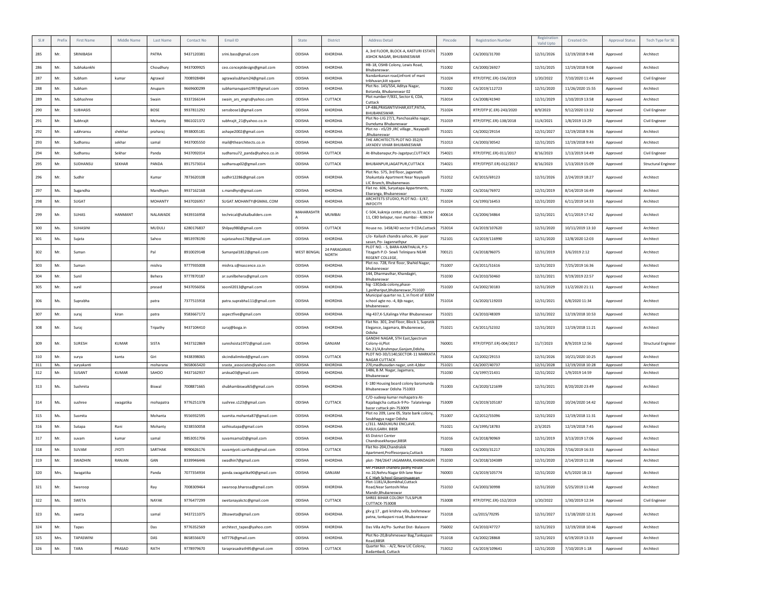| Sl.# | Prefix | First Name | Middle Name | Last Name | Contact No | Email ID | State | District | Address Detail | Pincode | Registration Number | Registration Valid Upto | Created On | Approval Status | Tech Type for SE |
|---|---|---|---|---|---|---|---|---|---|---|---|---|---|---|---|
| 285 | Mr. | SRINIBASH | | PATRA | 9437120381 | srini.bass@gmail.com | ODISHA | KHORDHA | A, 3rd FLOOR, BLOCK-A, KASTURI ESTATE ASHOK NAGAR, BHUBANESWAR | 751009 | CA/2003/31700 | 12/31/2026 | 12/19/2018 9:48 | Approved | Architect |
| 286 | Mr. | Subhakankhi | | Choudhury | 9437009925 | ceo.conceptdesign@gmail.com | ODISHA | KHORDHA | HB-18, OSHB Colony, Lewis Road, Bhubaneswar. | 751002 | CA/2000/26927 | 12/31/2025 | 12/19/2018 9:08 | Approved | Architect |
| 287 | Mr. | Subham | kumar | Agrawal | 7008928484 | agrawalsubham24@gmail.com | ODISHA | KHORDHA | Nandankanan road,infront of mani tribhuvan,kiit square | 751024 | RTP/DTP(C.ER)-156/2019 | 1/20/2022 | 7/10/2020 11:44 | Approved | Civil Engineer |
| 288 | Mr. | Subham | | Anupam | 9669600299 | subhamanupam1997@gmail.com | ODISHA | KHORDHA | Plot No. 145/554, Aditya Nagar, Botanda, Bhubaneswar 02 | 751002 | CA/2019/112723 | 12/31/2020 | 11/26/2020 15:55 | Approved | Architect |
| 289 | Ms. | Subhashree | | Swain | 9337266144 | swain_ars_engrs@yahoo.com | ODISHA | CUTTACK | Plot number F/831, Sector 6, CDA, Cuttack | 753014 | CA/2008/41940 | 12/31/2029 | 1/10/2019 13:58 | Approved | Architect |
| 290 | Mr. | SUBHASIS | | BOSE | 9937811292 | senssbose1@gmail.com | ODISHA | KHORDHA | LP-486,PRASANTIVIHAR,KIIT,PATIA, BHUBANESWAR. | 751024 | RTP/DTP (C.ER)-243/2020 | 8/9/2023 | 9/12/2020 13:32 | Approved | Civil Engineer |
| 291 | Mr. | Subhrajit | | Mohanty | 9861021372 | subhrajit_21@yahoo.co.in | ODISHA | KHORDHA | Plot No-LIG 27/1, Panchasakha nagar, Dumduma Bhubaneswar | 751019 | RTP/DTP(C.ER)-138/2018 | 11/4/2021 | 1/8/2019 13:29 | Approved | Civil Engineer |
| 292 | Mr. | subhransu | shekhar | praharaj | 9938005181 | ashape2002@gmail.com | ODISHA | KHORDHA | Plot no - n5/29 ,IRC village , Nayapalli ,Bhubaneswar | 751021 | CA/2002/29154 | 12/31/2027 | 12/19/2018 9:36 | Approved | Architect |
| 293 | Mr. | Sudhansu | sekhar | samal | 9437005550 | mail@thearchitects.co.in | ODISHA | KHORDHA | THE ARCHITECTS PLOT NO-352/6 JAYADEV VIHAR BHUBANESWAR | 751013 | CA/2003/30542 | 12/31/2025 | 12/19/2018 9:43 | Approved | Architect |
| 294 | Mr. | Sudhansu | Sekhar | Panda | 9437092014 | sudhansu72_panda@yahoo.co.in | ODISHA | CUTTACK | At-Bhubanapur,Po-Jagatpur,CUTTACK | 754021 | RTP/DTP(C.ER)-011/2017 | 8/16/2023 | 1/13/2019 14:49 | Approved | Civil Engineer |
| 295 | Mr. | SUDHANSU | SEKHAR | PANDA | 8917573014 | sudhansup02@gmail.com | ODISHA | CUTTACK | BHUBANPUR,JAGATPUR,CUTTACK | 754021 | RTP/DTP(ST.ER)-012/2017 | 8/16/2023 | 1/13/2019 15:09 | Approved | Structural Engineer |
| 296 | Mr. | Sudhir | | Kumar | 7873620108 | sudhir12286@gmail.com | ODISHA | KHORDHA | Plot No. 575, 3rd floor, jagannath Shakuntala Apartment Near Nayapalli LIC Branch, Bhubanenwas | 751012 | CA/2015/69123 | 12/31/2026 | 2/24/2019 18:27 | Approved | Architect |
| 297 | Ms. | Sugandha | | Mandhyan | 9937162168 | s.mandhyn@gmail.com | ODISHA | KHORDHA | Flat no. 006, Suryatapa Appartments, Ebaranga, Bhubaneswar | 751002 | CA/2016/76972 | 12/31/2019 | 8/14/2019 16:49 | Approved | Architect |
| 298 | Mr. | SUGAT | | MOHANTY | 9437026957 | SUGAT.MOHANTY@GMAIL.COM | ODISHA | KHORDHA | ARCHITETS STUDIO, PLOT NO.- E/47, INFOCITY | 751024 | CA/1993/16453 | 12/31/2020 | 6/11/2019 14:33 | Approved | Architect |
| 299 | Mr. | SUHAS | HANMANT | NALAWADE | 9439316958 | technical@utkalbuilders.com | MAHARASHTRA | MUMBAI | C-504, kukreja center, plot no.13, sector 11, CBD belapur, navi mumbai - 400614 | 400614 | CA/2004/34864 | 12/31/2021 | 4/11/2019 17:42 | Approved | Architect |
| 300 | Ms. | SUHASINI | | MUDULI | 6280176837 | Shilpay980@gmail.com | ODISHA | CUTTACK | House no. 1458/4D sector 9 CDA,Cuttack | 753014 | CA/2019/107620 | 12/31/2020 | 10/11/2019 13:10 | Approved | Architect |
| 301 | Ms. | Sujata | | Sahoo | 9853978190 | sujatasahoo178@gmail.com | ODISHA | KHORDHA | c/o- Kailash chandra sahoo, At- jayar sasan, Po- Jagannathpur | 752101 | CA/2019/116990 | 12/31/2020 | 12/8/2020 12:03 | Approved | Architect |
| 302 | Mr. | Suman | | Pal | 8910029148 | Sumanpal1812@gmail.com | WEST BENGAL | 24 PARAGANAS NORTH | PLOT NO. - 5, BARA-KANTHALIA, P.S-Titagarh P.O- Sewli Telinipara NEAR REGENT COLLEGE. | 700121 | CA/2018/96075 | 12/31/2019 | 3/6/2019 2:12 | Approved | Architect |
| 303 | Mr. | Suman | | mishra | 9777935008 | mishra.s@nascence.co.in | ODISHA | KHORDHA | Plot no. 728, First floor, Shahid Nagar, bhubaneswar | 751007 | CA/2011/51616 | 12/31/2023 | 7/25/2019 16:36 | Approved | Architect |
| 304 | Mr. | Sunil | | Behera | 9777870187 | ar.sunilbehera@gmail.com | ODISHA | KHORDHA | 144, Dharmavihar, Khandagiri, Bhubaneswar | 751030 | CA/2010/50460 | 12/31/2021 | 9/19/2019 22:57 | Approved | Architect |
| 305 | Mr. | sunil | | prasad | 9437056056 | soonil2013@gmail.com | ODISHA | KHORDHA | hig -130,bda colony,phase-1,pokhariput,bhubaneswar,751020 | 751020 | CA/2002/30183 | 12/31/2029 | 11/2/2020 21:11 | Approved | Architect |
| 306 | Ms. | Suprabha | | patra | 7377515918 | patra.suprabha111@gmail.com | ODISHA | KHORDHA | Municipal quarter no.1, in front of BJEM school agte no.-4, Bjb nagar, bhubaneswar. | 751014 | CA/2020/119203 | 12/31/2021 | 6/8/2020 11:34 | Approved | Architect |
| 307 | Mr. | suraj | kiran | patra | 9583667172 | aspectfive@gmail.com | ODISHA | KHORDHA | Hig-437,K-5,Kalinga Vihar Bhubaneswar | 751021 | CA/2010/48309 | 12/31/2022 | 12/19/2018 10:53 | Approved | Architect |
| 308 | Mr. | Suraj | | Tripathy | 9437104410 | suraj@boga.in | ODISHA | KHORDHA | Flat No. 301, 2nd Floor, Block 1, Supratik Elegance, Jagamara, Bhubaneswar, Odisha | 751021 | CA/2011/52332 | 12/31/2023 | 12/19/2018 11:21 | Approved | Architect |
| 309 | Mr. | SURESH | KUMAR | SISTA | 9437322869 | sureshsista1972@gmail.com | ODISHA | GANJAM | GANDHI NAGAR, 5TH East,Spectrum Colony-iii,Plot No.21/A,Brahmpur,Ganjam,Ddisha. | 760001 | RTP/DTP(ST.ER)-004/2017 | 11/7/2023 | 8/9/2019 12:56 | Approved | Structural Engineer |
| 310 | Mr. | surya | kanta | Giri | 9438398065 | skcindialimited@gmail.com | ODISHA | CUTTACK | PLOT NO-3D/1140,SECTOR-11 MARKATA NAGAR CUTTACK | 753014 | CA/2002/29153 | 12/31/2026 | 10/21/2020 10:25 | Approved | Architect |
| 311 | Ms. | suryakanti | | moharana | 9658065420 | srasta_associates@yahoo.com | ODISHA | KHORDHA | 270,madhusudan nagar, unit-4,bbsr | 751021 | CA/2007/40737 | 12/31/2028 | 12/19/2018 10:28 | Approved | Architect |
| 312 | Mr. | SUSANT | KUMAR | SAHOO | 9437162937 | arsksa03@gmail.com | ODISHA | KHORDHA | 1486, B.M. Nagar, Jagamara, Bhubaneswar | 751030 | CA/1997/21431 | 12/31/2022 | 1/9/2019 14:59 | Approved | Architect |
| 313 | Ms. | Sushmita | | Biswal | 7008871665 | shubhambiswal65@gmail.com | ODISHA | KHORDHA | E-180 Housing board colony baramunda Bhubaneswar Odisha 751003 | 751003 | CA/2020/121699 | 12/31/2021 | 8/20/2020 23:49 | Approved | Architect |
| 314 | Ms. | sushree | swagatika | mohapatra | 9776251378 | sushree.s123@gmail.com | ODISHA | CUTTACK | C/O-sudeep kumar mohapatra At-Rajabagicha cuttack-9 Po- Talatelenga bazar cuttack pin-753009 | 753009 | CA/2019/105187 | 12/31/2020 | 10/24/2020 14:42 | Approved | Architect |
| 315 | Ms. | Susmita | | Mohanta | 9556932595 | susmita.mohanta87@gmail.com | ODISHA | KHORDHA | Plot no 209, Lane 05, State bank colony, Soubhagya nagar Odisha | 751007 | CA/2012/55096 | 12/31/2023 | 12/19/2018 11:31 | Approved | Architect |
| 316 | Mr. | Sutapa | Rani | Mohanty | 9238550058 | sathisutapa@gmail.com | ODISHA | KHORDHA | c/311. MADUKUNJ ENCLAVE. RASULGARH. BBSR | 751021 | CA/1995/18783 | 2/3/2025 | 12/19/2018 7:45 | Approved | Architect |
| 317 | Mr. | suvam | kumar | samal | 9853051706 | suvamsamal2@gmail.com | ODISHA | KHORDHA | 65 District Center Chandrasekharpur,BBSR | 751016 | CA/2018/90969 | 12/31/2019 | 3/13/2019 17:06 | Approved | Architect |
| 318 | Mr. | SUVAM | JYOTI | SARTHAK | 9090626176 | suvamjyoti.sarthak@gmail.com | ODISHA | CUTTACK | Flat No-204,Chandralok Apartment,Proffesorpara,Cuttack | 753003 | CA/2003/31217 | 12/31/2026 | 7/16/2019 16:33 | Approved | Architect |
| 319 | Mr. | SWADHIN | RANJAN | GAN | 8339946446 | swadhin7@gmail.com | ODISHA | KHORDHA | plot- 784/2647 JAGAMARA, KHANDAGIRI | 751030 | CA/2018/104389 | 12/31/2020 | 2/14/2019 11:38 | Approved | Architect |
| 320 | Mrs. | Swagatika | | Panda | 7077354934 | panda.swagatika90@gmail.com | ODISHA | GANJAM | Mr.Prakash chandra padhy House no.10,Nehru Nagar 6th lane Near K C High School Gosaninuagoan | 760003 | CA/2019/105774 | 12/31/2020 | 6/5/2020 18:13 | Approved | Architect |
| 321 | Mr. | Swaroop | | Ray | 7008309464 | swaroop.bharosa@gmail.com | ODISHA | KHORDHA | Plot-1181/A,Bomikhal,Cuttack Road,Near Santoshi Maa Mandir,Bhubaneswar | 751010 | CA/2003/30998 | 12/31/2020 | 5/25/2019 11:48 | Approved | Architect |
| 322 | Ms. | SWETA | | NAYAK | 9776477299 | swetanayakctc@gmail.com | ODISHA | CUTTACK | SHREE BIHAR COLONY TULSIPUR CUTTACK-753008 | 753008 | RTP/DTP(C.ER)-152/2019 | 1/20/2022 | 1/30/2019 12:34 | Approved | Civil Engineer |
| 323 | Ms. | sweta | | samal | 9437211075 | 28ssweta@gmail.com | ODISHA | KHORDHA | gkv g 17 , gati krishna villa, brahmewar patna, tankapani road, bhubaneswar | 751018 | ca/2015/70295 | 12/31/2027 | 11/18/2020 12:31 | Approved | Architect |
| 324 | Mr. | Tapas | | Das | 9776352569 | architect_tapas@yahoo.com | ODISHA | KHORDHA | Das Villa At/Po- Sunhat Dist- Balasore | 756002 | CA/2010/47727 | 12/31/2023 | 12/19/2018 10:46 | Approved | Architect |
| 325 | Mrs. | TAPASWINI | | DAS | 8658556670 | td7776@gmail.com | ODISHA | KHORDHA | Plot No-20,Brahmeswar Bag,Tankapani Road,BBSR | 751018 | CA/2002/28868 | 12/31/2023 | 6/19/2019 13:33 | Approved | Architect |
| 326 | Mr. | TARA | PRASAD | RATH | 9778979670 | taraprasadrath95@gmail.com | ODISHA | CUTTACK | Quarter No. - A/2, New LIC Colony, Badambadi, Cuttack | 753012 | CA/2019/109641 | 12/31/2020 | 7/10/2019 1:18 | Approved | Architect |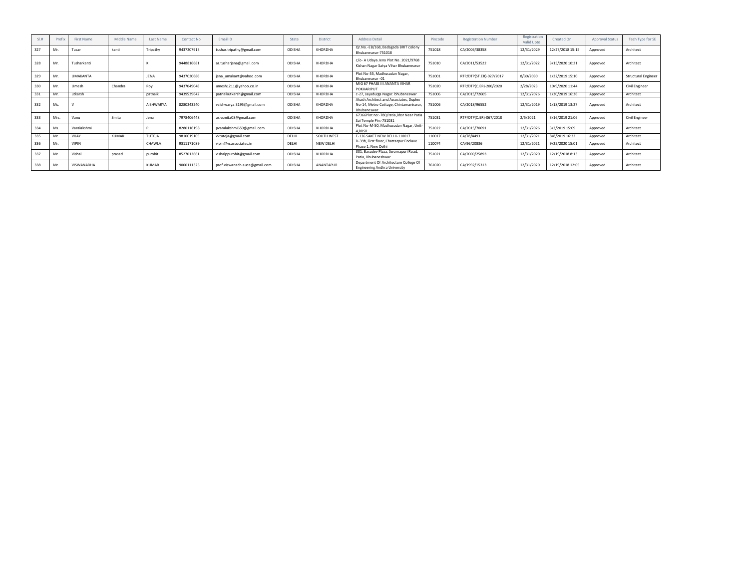| Sl.# | Prefix | First Name | Middle Name | Last Name | Contact No | Email ID | State | District | Address Detail | Pincode | Registration Number | Registration Valid Upto | Created On | Approval Status | Tech Type for SE |
|---|---|---|---|---|---|---|---|---|---|---|---|---|---|---|---|
| 327 | Mr. | Tusar | kanti | Tripathy | 9437207913 | tushar.tripathy@gmail.com | ODISHA | KHORDHA | Qr.No.-EB/168, Badagada BRIT colony Bhubaneswar-751018 | 751018 | CA/2006/38358 | 12/31/2029 | 12/27/2018 15:15 | Approved | Architect |
| 328 | Mr. | Tusharkanti | | K | 9448816681 | ar.tusharjena@gmail.com | ODISHA | KHORDHA | c/o- A Udaya Jena Plot No. 2021/9768 Kishan Nagar Satya Vihar Bhubaneswar | 751010 | CA/2011/53522 | 12/31/2022 | 3/15/2020 10:21 | Approved | Architect |
| 329 | Mr. | UMAKANTA | | JENA | 9437020686 | jena_umakant@yahoo.com | ODISHA | KHORDHA | Plot No-55, Madhusudan Nagar, Bhubaneswar -01 | 751001 | RTP/DTP(ST.ER)-027/2017 | 8/30/2030 | 1/22/2019 15:10 | Approved | Structural Engineer |
| 330 | Mr. | Umesh | Chandra | Roy | 9437049048 | umesh1211@yahoo.co.in | ODISHA | KHORDHA | MIG 67 PHASE III ANANTA VIHAR POKHARIPUT | 751020 | RTP/DTP(C.ER)-200/2020 | 2/28/2023 | 10/9/2020 11:44 | Approved | Civil Engineer |
| 331 | Mr. | utkarsh | | patnaik | 9439539642 | patnaikutkarsh@gmail.com | ODISHA | KHORDHA | c-27, Jayadurga Nagar. bhubaneswar | 751006 | CA/2015/72605 | 12/31/2026 | 1/30/2019 16:36 | Approved | Architect |
| 332 | Ms. | V | | AISHWARYA | 8280243240 | vaishwarya.3195@gmail.com | ODISHA | KHORDHA | Akash Architect and Associates, Duplex No-14, Metro Cottage, Chintamaniswar, Bhubaneswar. | 751006 | CA/2018/96552 | 12/31/2019 | 1/18/2019 13:27 | Approved | Architect |
| 333 | Mrs. | Vanu | Smita | Jena | 7978406448 | ar.vsmita08@gmail.com | ODISHA | KHORDHA | 67366Plot no:-780,Patia,Bbsr Near Patia Sai Temple Pin:-751031 | 751031 | RTP/DTP(C.ER)-067/2018 | 2/5/2021 | 3/16/2019 21:06 | Approved | Civil Engineer |
| 334 | Ms. | Varalakshmi | | P. | 8280116198 | pvaralakshmi659@gmail.com | ODISHA | KHORDHA | Plot No-M-50, Madhusudan Nagar, Unit-4,BBSR | 751022 | CA/2015/70691 | 12/31/2026 | 3/2/2019 15:09 | Approved | Architect |
| 335 | Mr. | VIJAY | KUMAR | TUTEJA | 9810019105 | vktuteja@gmail.com | DELHI | SOUTH WEST | E-136 SAKET NEW DELHI-110017 | 110017 | CA/78/4493 | 12/31/2021 | 8/8/2019 16:32 | Approved | Architect |
| 336 | Mr. | VIPIN | | CHAWLA | 9811171089 | vipin@vcassociates.in | DELHI | NEW DELHI | D-39b, First floor, Chattarpur Enclave Phase 1, New Delhi | 110074 | CA/96/20836 | 12/31/2021 | 9/25/2020 15:01 | Approved | Architect |
| 337 | Mr. | Vishal | prasad | purohit | 8527012661 | vishalppurohit@gmail.com | ODISHA | KHORDHA | 301, Basudev Plaza, Swarnapuri Road, Patia, Bhubaneshwar | 751021 | CA/2000/25893 | 12/31/2020 | 12/19/2018 8:13 | Approved | Architect |
| 338 | Mr. | VISWANADHA | | KUMAR | 9000111325 | prof.viswanadh.auce@gmail.com | ODISHA | ANANTAPUR | Department Of Architecture College Of Engineering Andhra University | 761020 | CA/1992/15313 | 12/31/2020 | 12/19/2018 12:05 | Approved | Architect |